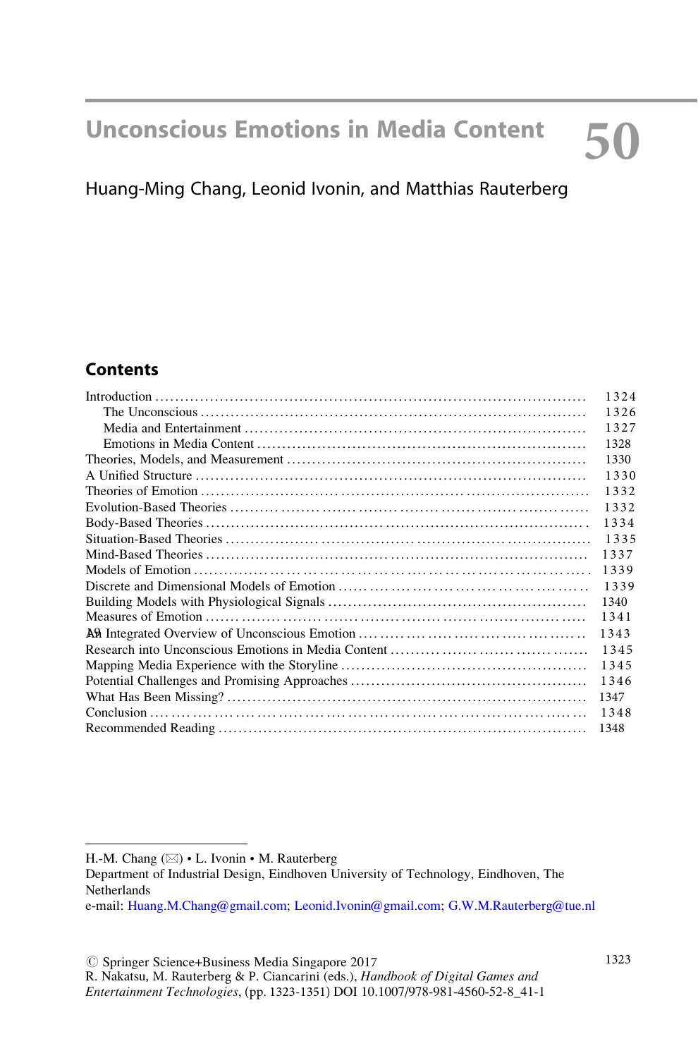# Unconscious Emotions in Media Content

# 50

Huang-Ming Chang, Leonid Ivonin, and Matthias Rauterberg

## Contents

| | |
|---|---|
| Introduction | 1324 |
| The Unconscious | 1326 |
| Media and Entertainment | 1327 |
| Emotions in Media Content | 1328 |
| Theories, Models, and Measurement | 1330 |
| A Unified Structure | 1330 |
| Theories of Emotion | 1332 |
| Evolution-Based Theories | 1332 |
| Body-Based Theories | 1334 |
| Situation-Based Theories | 1335 |
| Mind-Based Theories | 1337 |
| Models of Emotion | 1339 |
| Discrete and Dimensional Models of Emotion | 1339 |
| Building Models with Physiological Signals | 1340 |
| Measures of Emotion | 1341 |
| An Integrated Overview of Unconscious Emotion | 1343 |
| Research into Unconscious Emotions in Media Content | 1345 |
| Mapping Media Experience with the Storyline | 1345 |
| Potential Challenges and Promising Approaches | 1346 |
| What Has Been Missing? | 1347 |
| Conclusion | 1348 |
| Recommended Reading | 1348 |

H.-M. Chang (✉) • L. Ivonin • M. Rauterberg
Department of Industrial Design, Eindhoven University of Technology, Eindhoven, The Netherlands
e-mail: Huang.M.Chang@gmail.com; Leonid.Ivonin@gmail.com; G.W.M.Rauterberg@tue.nl

© Springer Science+Business Media Singapore 2017
R. Nakatsu, M. Rauterberg & P. Ciancarini (eds.), *Handbook of Digital Games and Entertainment Technologies*, (pp. 1323-1351) DOI 10.1007/978-981-4560-52-8_41-1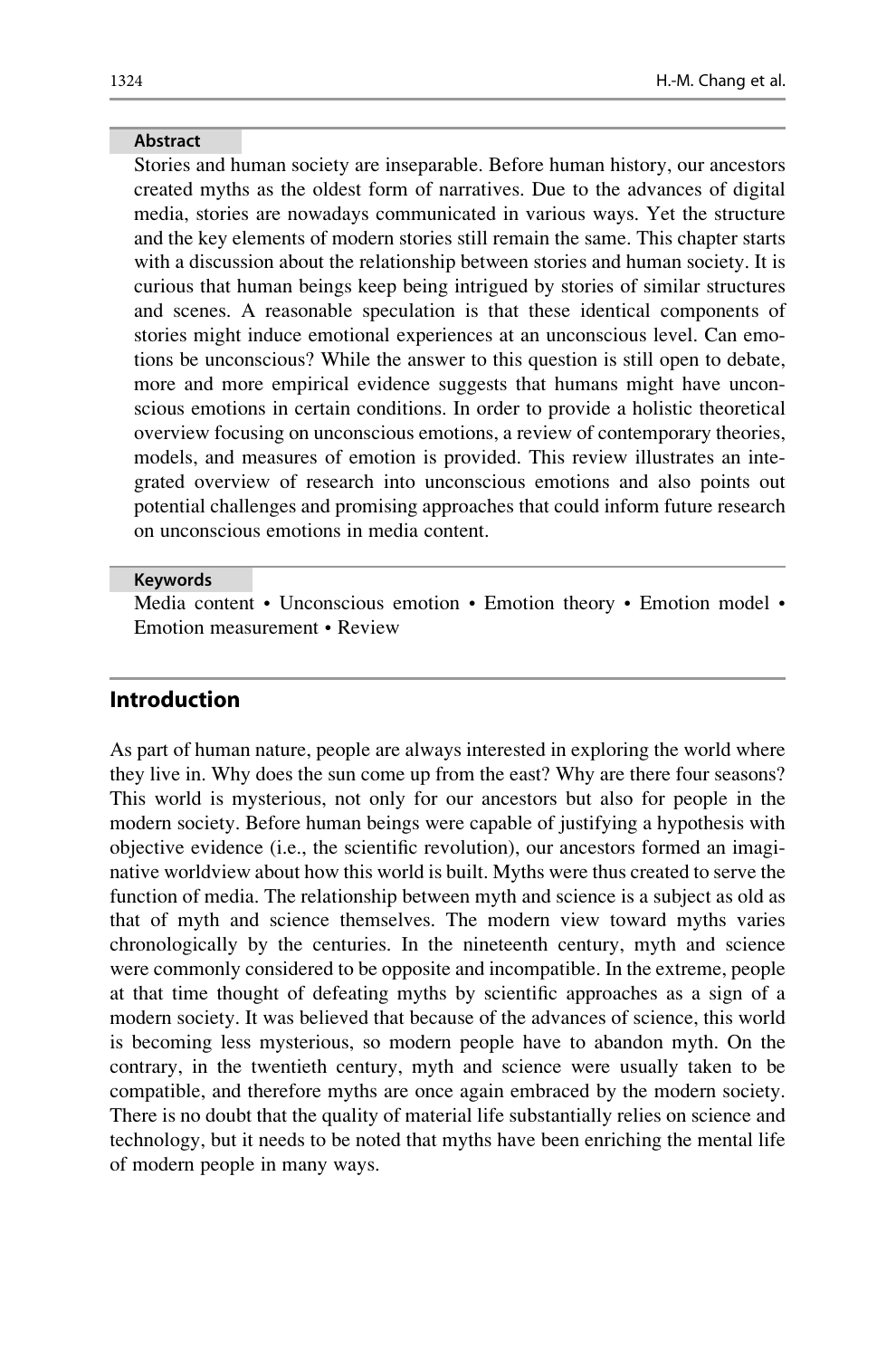## Abstract

Stories and human society are inseparable. Before human history, our ancestors created myths as the oldest form of narratives. Due to the advances of digital media, stories are nowadays communicated in various ways. Yet the structure and the key elements of modern stories still remain the same. This chapter starts with a discussion about the relationship between stories and human society. It is curious that human beings keep being intrigued by stories of similar structures and scenes. A reasonable speculation is that these identical components of stories might induce emotional experiences at an unconscious level. Can emotions be unconscious? While the answer to this question is still open to debate, more and more empirical evidence suggests that humans might have unconscious emotions in certain conditions. In order to provide a holistic theoretical overview focusing on unconscious emotions, a review of contemporary theories, models, and measures of emotion is provided. This review illustrates an integrated overview of research into unconscious emotions and also points out potential challenges and promising approaches that could inform future research on unconscious emotions in media content.

## Keywords

Media content • Unconscious emotion • Emotion theory • Emotion model • Emotion measurement • Review

## Introduction

As part of human nature, people are always interested in exploring the world where they live in. Why does the sun come up from the east? Why are there four seasons? This world is mysterious, not only for our ancestors but also for people in the modern society. Before human beings were capable of justifying a hypothesis with objective evidence (i.e., the scientific revolution), our ancestors formed an imaginative worldview about how this world is built. Myths were thus created to serve the function of media. The relationship between myth and science is a subject as old as that of myth and science themselves. The modern view toward myths varies chronologically by the centuries. In the nineteenth century, myth and science were commonly considered to be opposite and incompatible. In the extreme, people at that time thought of defeating myths by scientific approaches as a sign of a modern society. It was believed that because of the advances of science, this world is becoming less mysterious, so modern people have to abandon myth. On the contrary, in the twentieth century, myth and science were usually taken to be compatible, and therefore myths are once again embraced by the modern society. There is no doubt that the quality of material life substantially relies on science and technology, but it needs to be noted that myths have been enriching the mental life of modern people in many ways.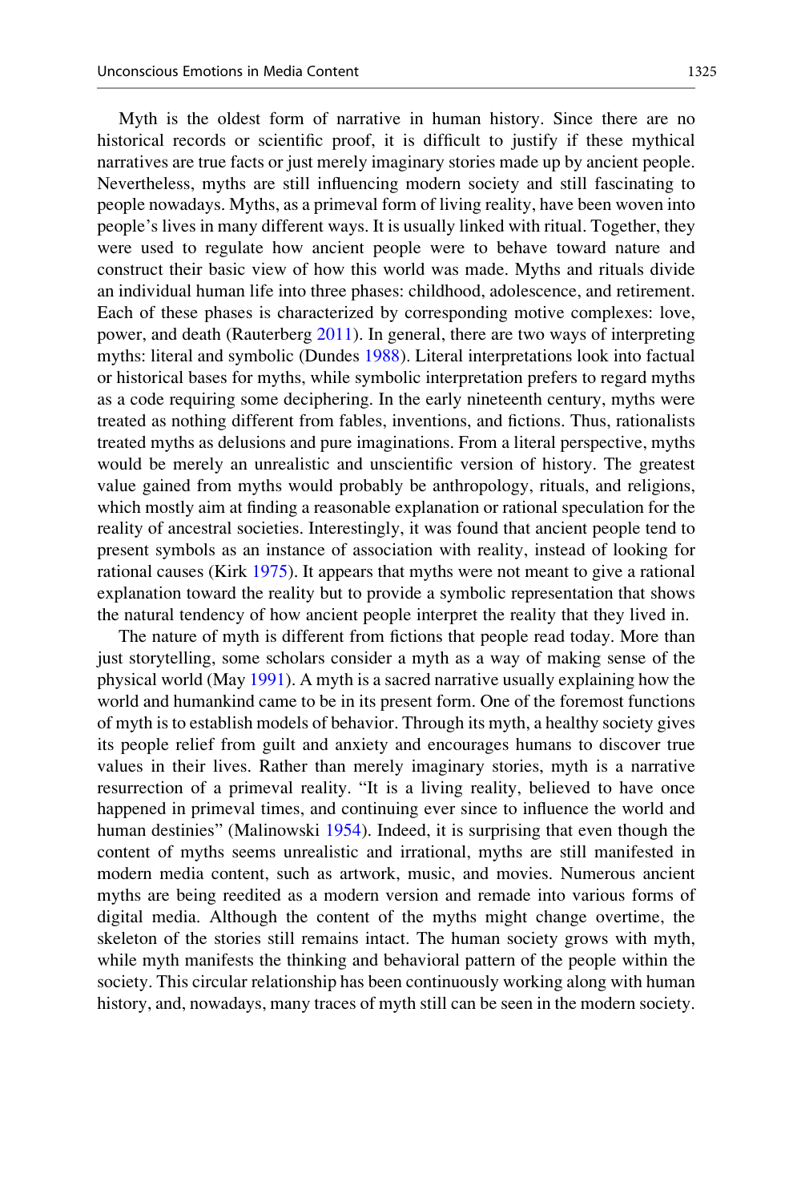Myth is the oldest form of narrative in human history. Since there are no historical records or scientific proof, it is difficult to justify if these mythical narratives are true facts or just merely imaginary stories made up by ancient people. Nevertheless, myths are still influencing modern society and still fascinating to people nowadays. Myths, as a primeval form of living reality, have been woven into people's lives in many different ways. It is usually linked with ritual. Together, they were used to regulate how ancient people were to behave toward nature and construct their basic view of how this world was made. Myths and rituals divide an individual human life into three phases: childhood, adolescence, and retirement. Each of these phases is characterized by corresponding motive complexes: love, power, and death (Rauterberg 2011). In general, there are two ways of interpreting myths: literal and symbolic (Dundes 1988). Literal interpretations look into factual or historical bases for myths, while symbolic interpretation prefers to regard myths as a code requiring some deciphering. In the early nineteenth century, myths were treated as nothing different from fables, inventions, and fictions. Thus, rationalists treated myths as delusions and pure imaginations. From a literal perspective, myths would be merely an unrealistic and unscientific version of history. The greatest value gained from myths would probably be anthropology, rituals, and religions, which mostly aim at finding a reasonable explanation or rational speculation for the reality of ancestral societies. Interestingly, it was found that ancient people tend to present symbols as an instance of association with reality, instead of looking for rational causes (Kirk 1975). It appears that myths were not meant to give a rational explanation toward the reality but to provide a symbolic representation that shows the natural tendency of how ancient people interpret the reality that they lived in.

The nature of myth is different from fictions that people read today. More than just storytelling, some scholars consider a myth as a way of making sense of the physical world (May 1991). A myth is a sacred narrative usually explaining how the world and humankind came to be in its present form. One of the foremost functions of myth is to establish models of behavior. Through its myth, a healthy society gives its people relief from guilt and anxiety and encourages humans to discover true values in their lives. Rather than merely imaginary stories, myth is a narrative resurrection of a primeval reality. "It is a living reality, believed to have once happened in primeval times, and continuing ever since to influence the world and human destinies" (Malinowski 1954). Indeed, it is surprising that even though the content of myths seems unrealistic and irrational, myths are still manifested in modern media content, such as artwork, music, and movies. Numerous ancient myths are being reedited as a modern version and remade into various forms of digital media. Although the content of the myths might change overtime, the skeleton of the stories still remains intact. The human society grows with myth, while myth manifests the thinking and behavioral pattern of the people within the society. This circular relationship has been continuously working along with human history, and, nowadays, many traces of myth still can be seen in the modern society.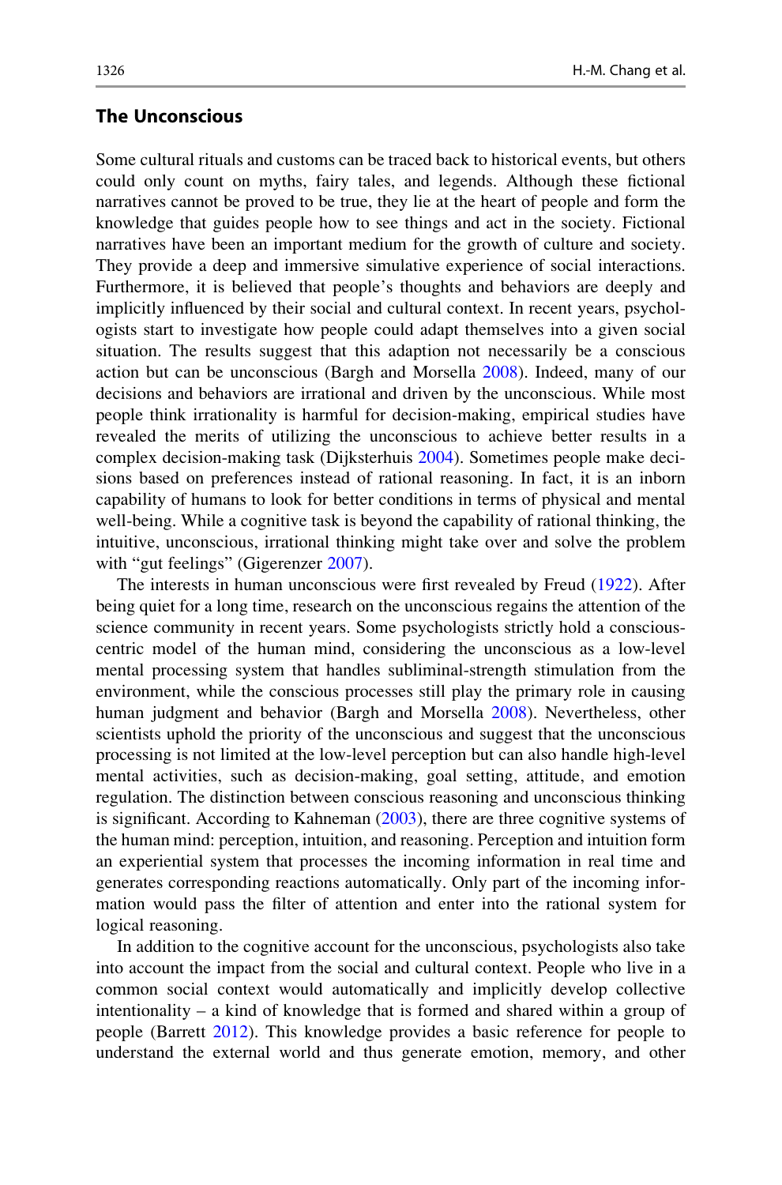## The Unconscious

Some cultural rituals and customs can be traced back to historical events, but others could only count on myths, fairy tales, and legends. Although these fictional narratives cannot be proved to be true, they lie at the heart of people and form the knowledge that guides people how to see things and act in the society. Fictional narratives have been an important medium for the growth of culture and society. They provide a deep and immersive simulative experience of social interactions. Furthermore, it is believed that people's thoughts and behaviors are deeply and implicitly influenced by their social and cultural context. In recent years, psychologists start to investigate how people could adapt themselves into a given social situation. The results suggest that this adaption not necessarily be a conscious action but can be unconscious (Bargh and Morsella 2008). Indeed, many of our decisions and behaviors are irrational and driven by the unconscious. While most people think irrationality is harmful for decision-making, empirical studies have revealed the merits of utilizing the unconscious to achieve better results in a complex decision-making task (Dijksterhuis 2004). Sometimes people make decisions based on preferences instead of rational reasoning. In fact, it is an inborn capability of humans to look for better conditions in terms of physical and mental well-being. While a cognitive task is beyond the capability of rational thinking, the intuitive, unconscious, irrational thinking might take over and solve the problem with "gut feelings" (Gigerenzer 2007).

The interests in human unconscious were first revealed by Freud (1922). After being quiet for a long time, research on the unconscious regains the attention of the science community in recent years. Some psychologists strictly hold a conscious-centric model of the human mind, considering the unconscious as a low-level mental processing system that handles subliminal-strength stimulation from the environment, while the conscious processes still play the primary role in causing human judgment and behavior (Bargh and Morsella 2008). Nevertheless, other scientists uphold the priority of the unconscious and suggest that the unconscious processing is not limited at the low-level perception but can also handle high-level mental activities, such as decision-making, goal setting, attitude, and emotion regulation. The distinction between conscious reasoning and unconscious thinking is significant. According to Kahneman (2003), there are three cognitive systems of the human mind: perception, intuition, and reasoning. Perception and intuition form an experiential system that processes the incoming information in real time and generates corresponding reactions automatically. Only part of the incoming information would pass the filter of attention and enter into the rational system for logical reasoning.

In addition to the cognitive account for the unconscious, psychologists also take into account the impact from the social and cultural context. People who live in a common social context would automatically and implicitly develop collective intentionality – a kind of knowledge that is formed and shared within a group of people (Barrett 2012). This knowledge provides a basic reference for people to understand the external world and thus generate emotion, memory, and other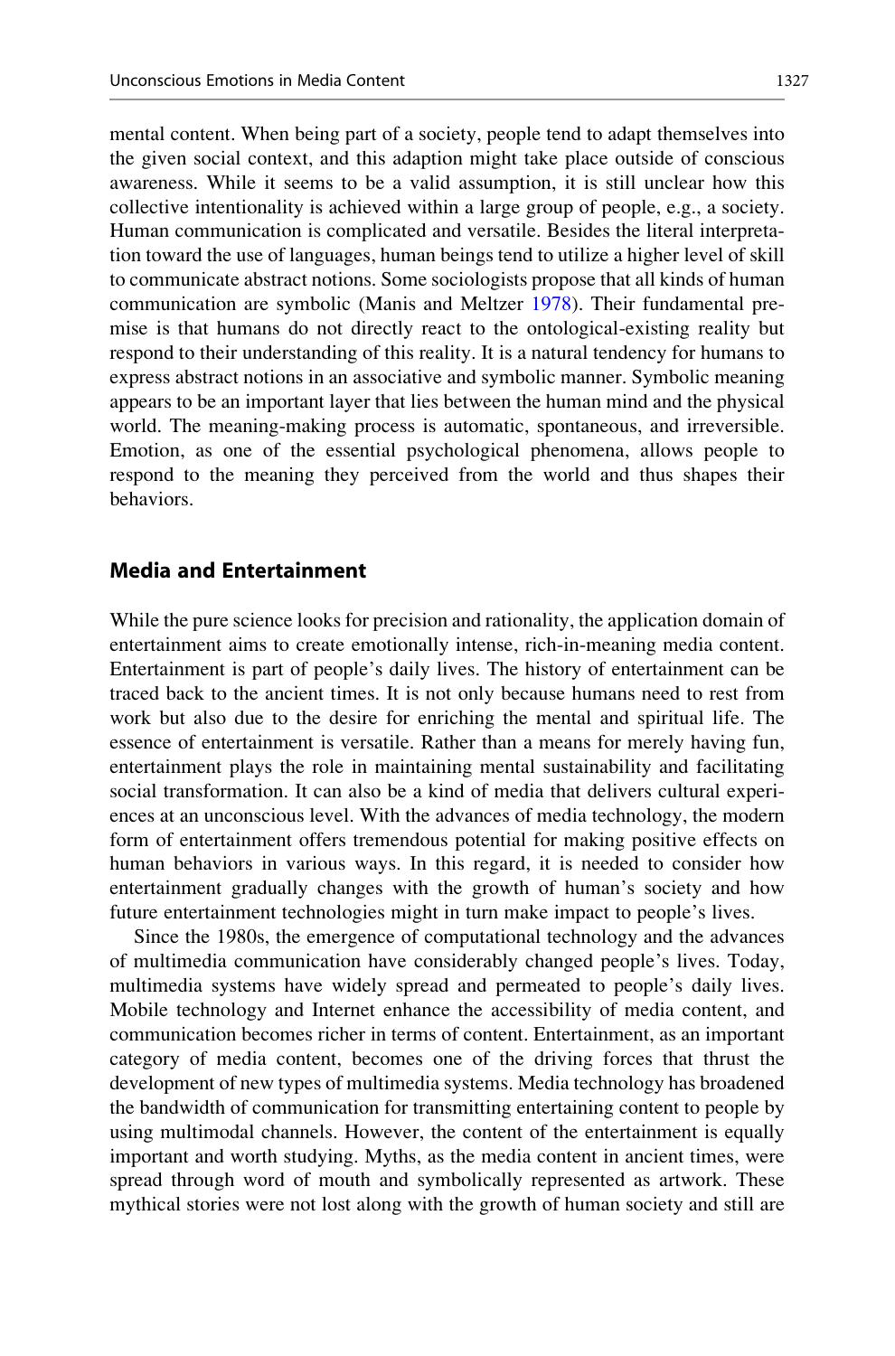mental content. When being part of a society, people tend to adapt themselves into the given social context, and this adaption might take place outside of conscious awareness. While it seems to be a valid assumption, it is still unclear how this collective intentionality is achieved within a large group of people, e.g., a society. Human communication is complicated and versatile. Besides the literal interpretation toward the use of languages, human beings tend to utilize a higher level of skill to communicate abstract notions. Some sociologists propose that all kinds of human communication are symbolic (Manis and Meltzer 1978). Their fundamental premise is that humans do not directly react to the ontological-existing reality but respond to their understanding of this reality. It is a natural tendency for humans to express abstract notions in an associative and symbolic manner. Symbolic meaning appears to be an important layer that lies between the human mind and the physical world. The meaning-making process is automatic, spontaneous, and irreversible. Emotion, as one of the essential psychological phenomena, allows people to respond to the meaning they perceived from the world and thus shapes their behaviors.

## Media and Entertainment

While the pure science looks for precision and rationality, the application domain of entertainment aims to create emotionally intense, rich-in-meaning media content. Entertainment is part of people's daily lives. The history of entertainment can be traced back to the ancient times. It is not only because humans need to rest from work but also due to the desire for enriching the mental and spiritual life. The essence of entertainment is versatile. Rather than a means for merely having fun, entertainment plays the role in maintaining mental sustainability and facilitating social transformation. It can also be a kind of media that delivers cultural experiences at an unconscious level. With the advances of media technology, the modern form of entertainment offers tremendous potential for making positive effects on human behaviors in various ways. In this regard, it is needed to consider how entertainment gradually changes with the growth of human's society and how future entertainment technologies might in turn make impact to people's lives.

Since the 1980s, the emergence of computational technology and the advances of multimedia communication have considerably changed people's lives. Today, multimedia systems have widely spread and permeated to people's daily lives. Mobile technology and Internet enhance the accessibility of media content, and communication becomes richer in terms of content. Entertainment, as an important category of media content, becomes one of the driving forces that thrust the development of new types of multimedia systems. Media technology has broadened the bandwidth of communication for transmitting entertaining content to people by using multimodal channels. However, the content of the entertainment is equally important and worth studying. Myths, as the media content in ancient times, were spread through word of mouth and symbolically represented as artwork. These mythical stories were not lost along with the growth of human society and still are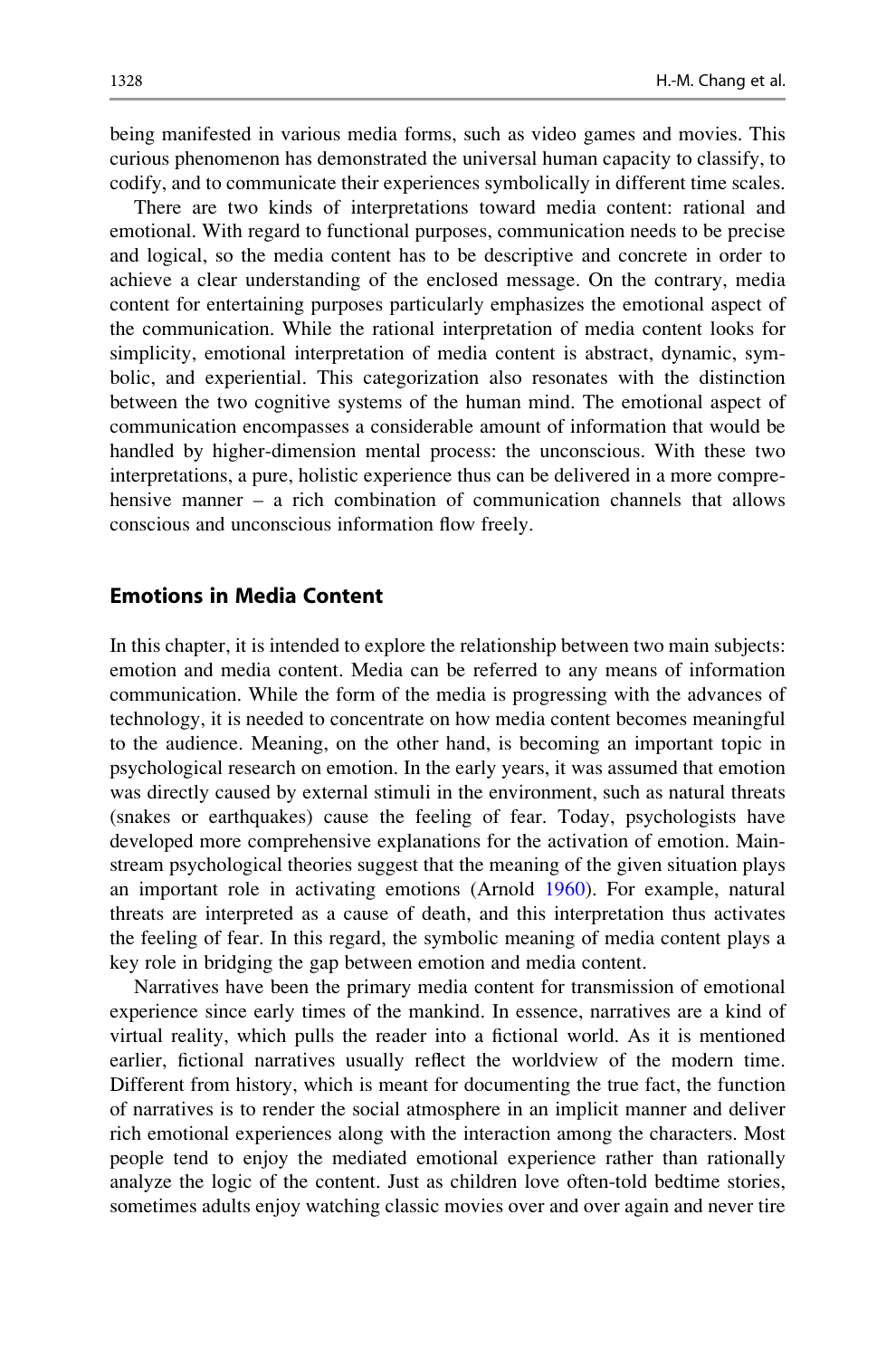being manifested in various media forms, such as video games and movies. This curious phenomenon has demonstrated the universal human capacity to classify, to codify, and to communicate their experiences symbolically in different time scales.

There are two kinds of interpretations toward media content: rational and emotional. With regard to functional purposes, communication needs to be precise and logical, so the media content has to be descriptive and concrete in order to achieve a clear understanding of the enclosed message. On the contrary, media content for entertaining purposes particularly emphasizes the emotional aspect of the communication. While the rational interpretation of media content looks for simplicity, emotional interpretation of media content is abstract, dynamic, symbolic, and experiential. This categorization also resonates with the distinction between the two cognitive systems of the human mind. The emotional aspect of communication encompasses a considerable amount of information that would be handled by higher-dimension mental process: the unconscious. With these two interpretations, a pure, holistic experience thus can be delivered in a more comprehensive manner – a rich combination of communication channels that allows conscious and unconscious information flow freely.

## Emotions in Media Content

In this chapter, it is intended to explore the relationship between two main subjects: emotion and media content. Media can be referred to any means of information communication. While the form of the media is progressing with the advances of technology, it is needed to concentrate on how media content becomes meaningful to the audience. Meaning, on the other hand, is becoming an important topic in psychological research on emotion. In the early years, it was assumed that emotion was directly caused by external stimuli in the environment, such as natural threats (snakes or earthquakes) cause the feeling of fear. Today, psychologists have developed more comprehensive explanations for the activation of emotion. Mainstream psychological theories suggest that the meaning of the given situation plays an important role in activating emotions (Arnold 1960). For example, natural threats are interpreted as a cause of death, and this interpretation thus activates the feeling of fear. In this regard, the symbolic meaning of media content plays a key role in bridging the gap between emotion and media content.

Narratives have been the primary media content for transmission of emotional experience since early times of the mankind. In essence, narratives are a kind of virtual reality, which pulls the reader into a fictional world. As it is mentioned earlier, fictional narratives usually reflect the worldview of the modern time. Different from history, which is meant for documenting the true fact, the function of narratives is to render the social atmosphere in an implicit manner and deliver rich emotional experiences along with the interaction among the characters. Most people tend to enjoy the mediated emotional experience rather than rationally analyze the logic of the content. Just as children love often-told bedtime stories, sometimes adults enjoy watching classic movies over and over again and never tire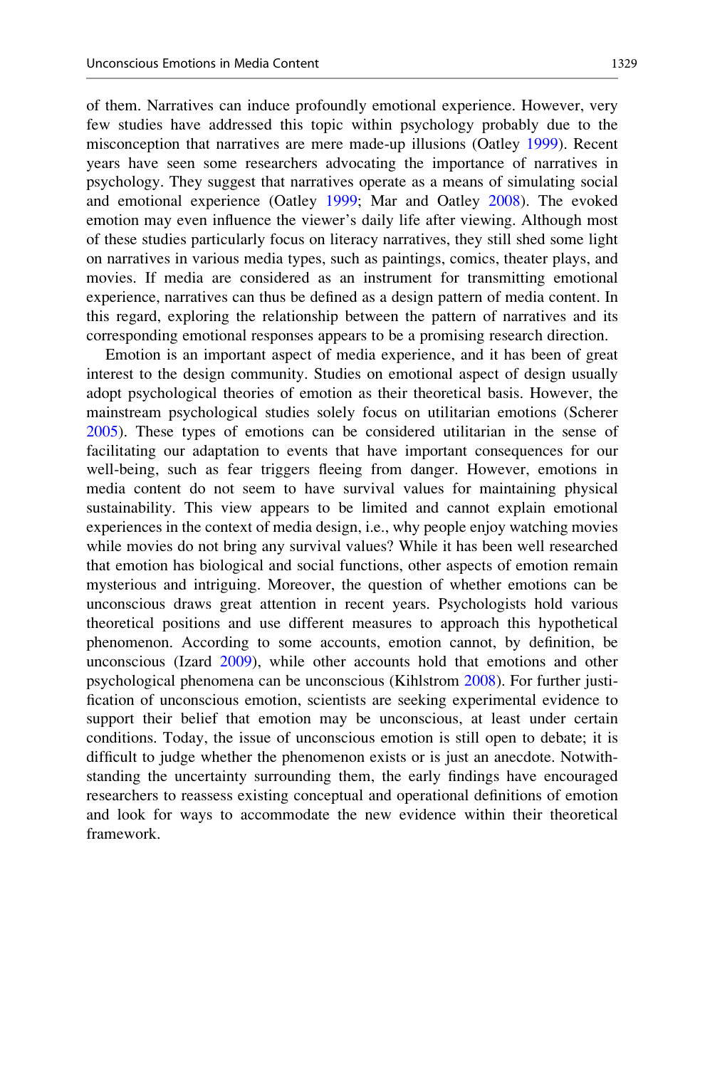of them. Narratives can induce profoundly emotional experience. However, very few studies have addressed this topic within psychology probably due to the misconception that narratives are mere made-up illusions (Oatley 1999). Recent years have seen some researchers advocating the importance of narratives in psychology. They suggest that narratives operate as a means of simulating social and emotional experience (Oatley 1999; Mar and Oatley 2008). The evoked emotion may even influence the viewer's daily life after viewing. Although most of these studies particularly focus on literacy narratives, they still shed some light on narratives in various media types, such as paintings, comics, theater plays, and movies. If media are considered as an instrument for transmitting emotional experience, narratives can thus be defined as a design pattern of media content. In this regard, exploring the relationship between the pattern of narratives and its corresponding emotional responses appears to be a promising research direction.

Emotion is an important aspect of media experience, and it has been of great interest to the design community. Studies on emotional aspect of design usually adopt psychological theories of emotion as their theoretical basis. However, the mainstream psychological studies solely focus on utilitarian emotions (Scherer 2005). These types of emotions can be considered utilitarian in the sense of facilitating our adaptation to events that have important consequences for our well-being, such as fear triggers fleeing from danger. However, emotions in media content do not seem to have survival values for maintaining physical sustainability. This view appears to be limited and cannot explain emotional experiences in the context of media design, i.e., why people enjoy watching movies while movies do not bring any survival values? While it has been well researched that emotion has biological and social functions, other aspects of emotion remain mysterious and intriguing. Moreover, the question of whether emotions can be unconscious draws great attention in recent years. Psychologists hold various theoretical positions and use different measures to approach this hypothetical phenomenon. According to some accounts, emotion cannot, by definition, be unconscious (Izard 2009), while other accounts hold that emotions and other psychological phenomena can be unconscious (Kihlstrom 2008). For further justification of unconscious emotion, scientists are seeking experimental evidence to support their belief that emotion may be unconscious, at least under certain conditions. Today, the issue of unconscious emotion is still open to debate; it is difficult to judge whether the phenomenon exists or is just an anecdote. Notwithstanding the uncertainty surrounding them, the early findings have encouraged researchers to reassess existing conceptual and operational definitions of emotion and look for ways to accommodate the new evidence within their theoretical framework.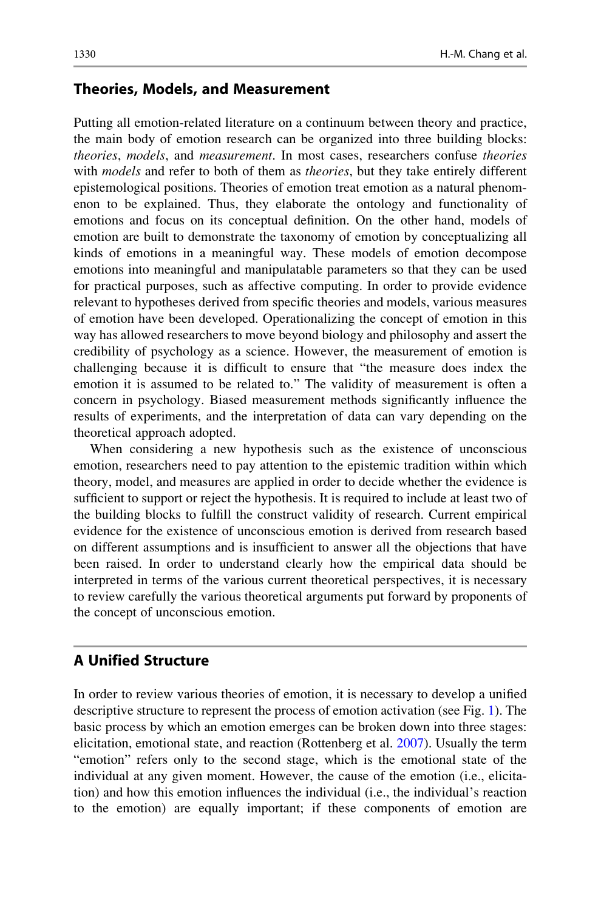## Theories, Models, and Measurement

Putting all emotion-related literature on a continuum between theory and practice, the main body of emotion research can be organized into three building blocks: *theories*, *models*, and *measurement*. In most cases, researchers confuse *theories* with *models* and refer to both of them as *theories*, but they take entirely different epistemological positions. Theories of emotion treat emotion as a natural phenomenon to be explained. Thus, they elaborate the ontology and functionality of emotions and focus on its conceptual definition. On the other hand, models of emotion are built to demonstrate the taxonomy of emotion by conceptualizing all kinds of emotions in a meaningful way. These models of emotion decompose emotions into meaningful and manipulatable parameters so that they can be used for practical purposes, such as affective computing. In order to provide evidence relevant to hypotheses derived from specific theories and models, various measures of emotion have been developed. Operationalizing the concept of emotion in this way has allowed researchers to move beyond biology and philosophy and assert the credibility of psychology as a science. However, the measurement of emotion is challenging because it is difficult to ensure that "the measure does index the emotion it is assumed to be related to." The validity of measurement is often a concern in psychology. Biased measurement methods significantly influence the results of experiments, and the interpretation of data can vary depending on the theoretical approach adopted.

When considering a new hypothesis such as the existence of unconscious emotion, researchers need to pay attention to the epistemic tradition within which theory, model, and measures are applied in order to decide whether the evidence is sufficient to support or reject the hypothesis. It is required to include at least two of the building blocks to fulfill the construct validity of research. Current empirical evidence for the existence of unconscious emotion is derived from research based on different assumptions and is insufficient to answer all the objections that have been raised. In order to understand clearly how the empirical data should be interpreted in terms of the various current theoretical perspectives, it is necessary to review carefully the various theoretical arguments put forward by proponents of the concept of unconscious emotion.

## A Unified Structure

In order to review various theories of emotion, it is necessary to develop a unified descriptive structure to represent the process of emotion activation (see Fig. 1). The basic process by which an emotion emerges can be broken down into three stages: elicitation, emotional state, and reaction (Rottenberg et al. 2007). Usually the term "emotion" refers only to the second stage, which is the emotional state of the individual at any given moment. However, the cause of the emotion (i.e., elicitation) and how this emotion influences the individual (i.e., the individual's reaction to the emotion) are equally important; if these components of emotion are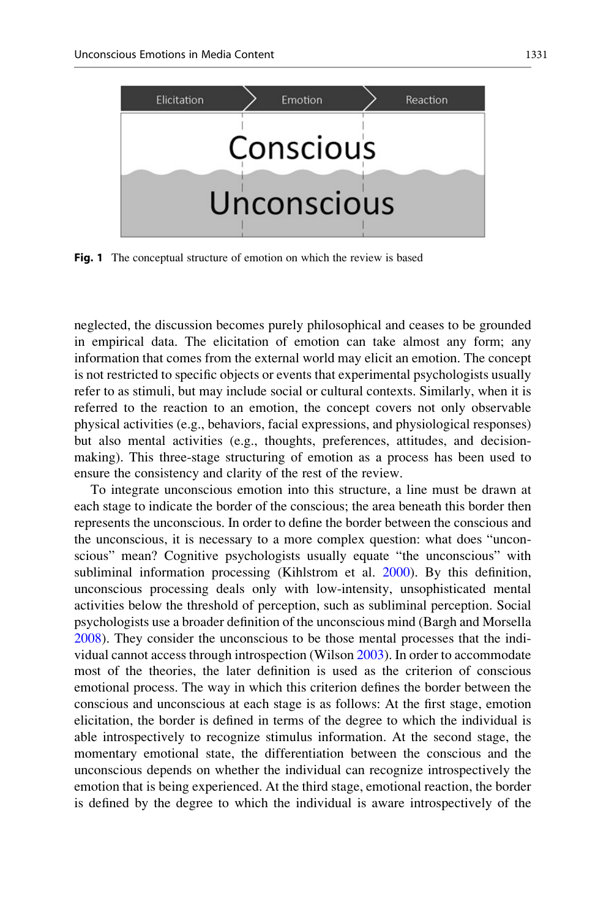**Fig. 1** The conceptual structure of emotion on which the review is based

neglected, the discussion becomes purely philosophical and ceases to be grounded in empirical data. The elicitation of emotion can take almost any form; any information that comes from the external world may elicit an emotion. The concept is not restricted to specific objects or events that experimental psychologists usually refer to as stimuli, but may include social or cultural contexts. Similarly, when it is referred to the reaction to an emotion, the concept covers not only observable physical activities (e.g., behaviors, facial expressions, and physiological responses) but also mental activities (e.g., thoughts, preferences, attitudes, and decision-making). This three-stage structuring of emotion as a process has been used to ensure the consistency and clarity of the rest of the review.

To integrate unconscious emotion into this structure, a line must be drawn at each stage to indicate the border of the conscious; the area beneath this border then represents the unconscious. In order to define the border between the conscious and the unconscious, it is necessary to a more complex question: what does "unconscious" mean? Cognitive psychologists usually equate "the unconscious" with subliminal information processing (Kihlstrom et al. 2000). By this definition, unconscious processing deals only with low-intensity, unsophisticated mental activities below the threshold of perception, such as subliminal perception. Social psychologists use a broader definition of the unconscious mind (Bargh and Morsella 2008). They consider the unconscious to be those mental processes that the individual cannot access through introspection (Wilson 2003). In order to accommodate most of the theories, the later definition is used as the criterion of conscious emotional process. The way in which this criterion defines the border between the conscious and unconscious at each stage is as follows: At the first stage, emotion elicitation, the border is defined in terms of the degree to which the individual is able introspectively to recognize stimulus information. At the second stage, the momentary emotional state, the differentiation between the conscious and the unconscious depends on whether the individual can recognize introspectively the emotion that is being experienced. At the third stage, emotional reaction, the border is defined by the degree to which the individual is aware introspectively of the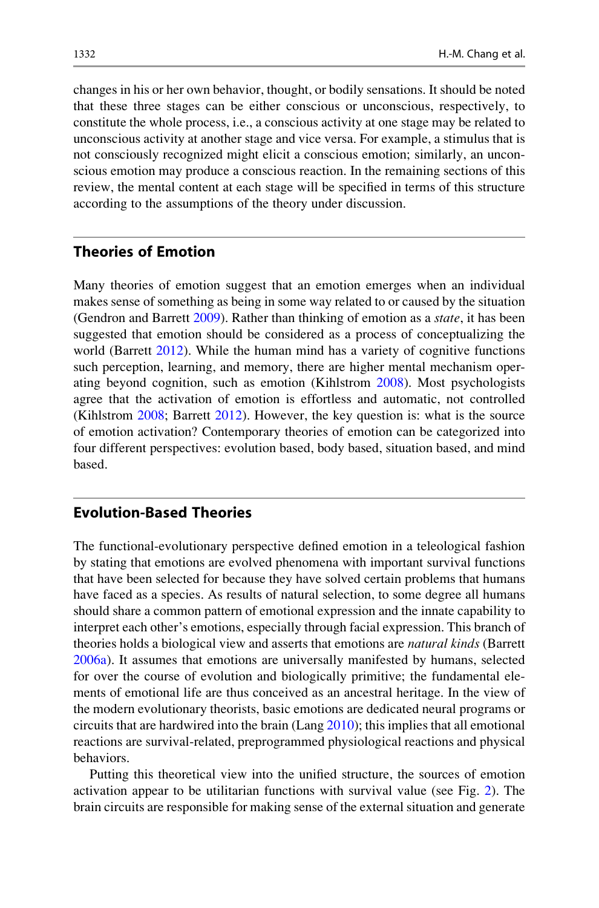changes in his or her own behavior, thought, or bodily sensations. It should be noted that these three stages can be either conscious or unconscious, respectively, to constitute the whole process, i.e., a conscious activity at one stage may be related to unconscious activity at another stage and vice versa. For example, a stimulus that is not consciously recognized might elicit a conscious emotion; similarly, an unconscious emotion may produce a conscious reaction. In the remaining sections of this review, the mental content at each stage will be specified in terms of this structure according to the assumptions of the theory under discussion.

## Theories of Emotion

Many theories of emotion suggest that an emotion emerges when an individual makes sense of something as being in some way related to or caused by the situation (Gendron and Barrett 2009). Rather than thinking of emotion as a *state*, it has been suggested that emotion should be considered as a process of conceptualizing the world (Barrett 2012). While the human mind has a variety of cognitive functions such perception, learning, and memory, there are higher mental mechanism operating beyond cognition, such as emotion (Kihlstrom 2008). Most psychologists agree that the activation of emotion is effortless and automatic, not controlled (Kihlstrom 2008; Barrett 2012). However, the key question is: what is the source of emotion activation? Contemporary theories of emotion can be categorized into four different perspectives: evolution based, body based, situation based, and mind based.

## Evolution-Based Theories

The functional-evolutionary perspective defined emotion in a teleological fashion by stating that emotions are evolved phenomena with important survival functions that have been selected for because they have solved certain problems that humans have faced as a species. As results of natural selection, to some degree all humans should share a common pattern of emotional expression and the innate capability to interpret each other's emotions, especially through facial expression. This branch of theories holds a biological view and asserts that emotions are *natural kinds* (Barrett 2006a). It assumes that emotions are universally manifested by humans, selected for over the course of evolution and biologically primitive; the fundamental elements of emotional life are thus conceived as an ancestral heritage. In the view of the modern evolutionary theorists, basic emotions are dedicated neural programs or circuits that are hardwired into the brain (Lang 2010); this implies that all emotional reactions are survival-related, preprogrammed physiological reactions and physical behaviors.

Putting this theoretical view into the unified structure, the sources of emotion activation appear to be utilitarian functions with survival value (see Fig. 2). The brain circuits are responsible for making sense of the external situation and generate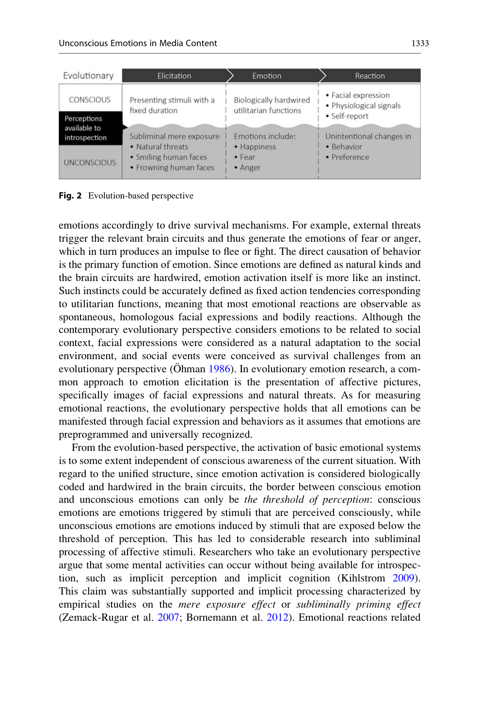| Evolutionary | Elicitation | Emotion | Reaction |
|---|---|---|---|
| CONSCIOUS | Presenting stimuli with a fixed duration | Biologically hardwired utilitarian functions | • Facial expression • Physiological signals • Self-report |
| Perceptions available to introspection | | | |
| UNCONSCIOUS | Subliminal mere exposure • Natural threats • Smiling human faces • Frowning human faces | Emotions include: • Happiness • Fear • Anger | Unintentional changes in • Behavior • Preference |

**Fig. 2** Evolution-based perspective

emotions accordingly to drive survival mechanisms. For example, external threats trigger the relevant brain circuits and thus generate the emotions of fear or anger, which in turn produces an impulse to flee or fight. The direct causation of behavior is the primary function of emotion. Since emotions are defined as natural kinds and the brain circuits are hardwired, emotion activation itself is more like an instinct. Such instincts could be accurately defined as fixed action tendencies corresponding to utilitarian functions, meaning that most emotional reactions are observable as spontaneous, homologous facial expressions and bodily reactions. Although the contemporary evolutionary perspective considers emotions to be related to social context, facial expressions were considered as a natural adaptation to the social environment, and social events were conceived as survival challenges from an evolutionary perspective (Öhman 1986). In evolutionary emotion research, a common approach to emotion elicitation is the presentation of affective pictures, specifically images of facial expressions and natural threats. As for measuring emotional reactions, the evolutionary perspective holds that all emotions can be manifested through facial expression and behaviors as it assumes that emotions are preprogrammed and universally recognized.

From the evolution-based perspective, the activation of basic emotional systems is to some extent independent of conscious awareness of the current situation. With regard to the unified structure, since emotion activation is considered biologically coded and hardwired in the brain circuits, the border between conscious emotion and unconscious emotions can only be *the threshold of perception*: conscious emotions are emotions triggered by stimuli that are perceived consciously, while unconscious emotions are emotions induced by stimuli that are exposed below the threshold of perception. This has led to considerable research into subliminal processing of affective stimuli. Researchers who take an evolutionary perspective argue that some mental activities can occur without being available for introspection, such as implicit perception and implicit cognition (Kihlstrom 2009). This claim was substantially supported and implicit processing characterized by empirical studies on the *mere exposure effect* or *subliminally priming effect* (Zemack-Rugar et al. 2007; Bornemann et al. 2012). Emotional reactions related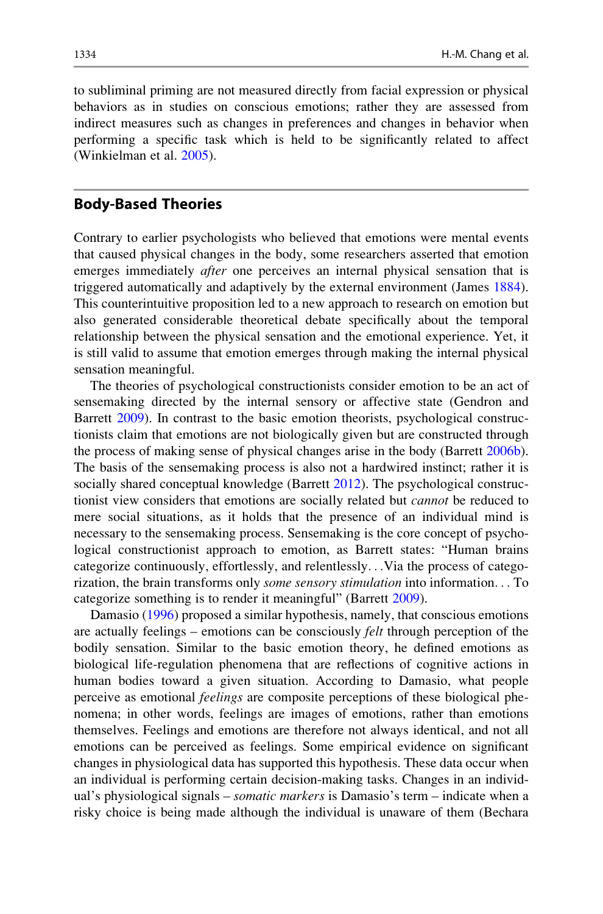to subliminal priming are not measured directly from facial expression or physical behaviors as in studies on conscious emotions; rather they are assessed from indirect measures such as changes in preferences and changes in behavior when performing a specific task which is held to be significantly related to affect (Winkielman et al. 2005).

## Body-Based Theories

Contrary to earlier psychologists who believed that emotions were mental events that caused physical changes in the body, some researchers asserted that emotion emerges immediately *after* one perceives an internal physical sensation that is triggered automatically and adaptively by the external environment (James 1884). This counterintuitive proposition led to a new approach to research on emotion but also generated considerable theoretical debate specifically about the temporal relationship between the physical sensation and the emotional experience. Yet, it is still valid to assume that emotion emerges through making the internal physical sensation meaningful.

The theories of psychological constructionists consider emotion to be an act of sensemaking directed by the internal sensory or affective state (Gendron and Barrett 2009). In contrast to the basic emotion theorists, psychological constructionists claim that emotions are not biologically given but are constructed through the process of making sense of physical changes arise in the body (Barrett 2006b). The basis of the sensemaking process is also not a hardwired instinct; rather it is socially shared conceptual knowledge (Barrett 2012). The psychological constructionist view considers that emotions are socially related but *cannot* be reduced to mere social situations, as it holds that the presence of an individual mind is necessary to the sensemaking process. Sensemaking is the core concept of psychological constructionist approach to emotion, as Barrett states: "Human brains categorize continuously, effortlessly, and relentlessly. . .Via the process of categorization, the brain transforms only *some sensory stimulation* into information. . . To categorize something is to render it meaningful" (Barrett 2009).

Damasio (1996) proposed a similar hypothesis, namely, that conscious emotions are actually feelings – emotions can be consciously *felt* through perception of the bodily sensation. Similar to the basic emotion theory, he defined emotions as biological life-regulation phenomena that are reflections of cognitive actions in human bodies toward a given situation. According to Damasio, what people perceive as emotional *feelings* are composite perceptions of these biological phenomena; in other words, feelings are images of emotions, rather than emotions themselves. Feelings and emotions are therefore not always identical, and not all emotions can be perceived as feelings. Some empirical evidence on significant changes in physiological data has supported this hypothesis. These data occur when an individual is performing certain decision-making tasks. Changes in an individual's physiological signals – *somatic markers* is Damasio's term – indicate when a risky choice is being made although the individual is unaware of them (Bechara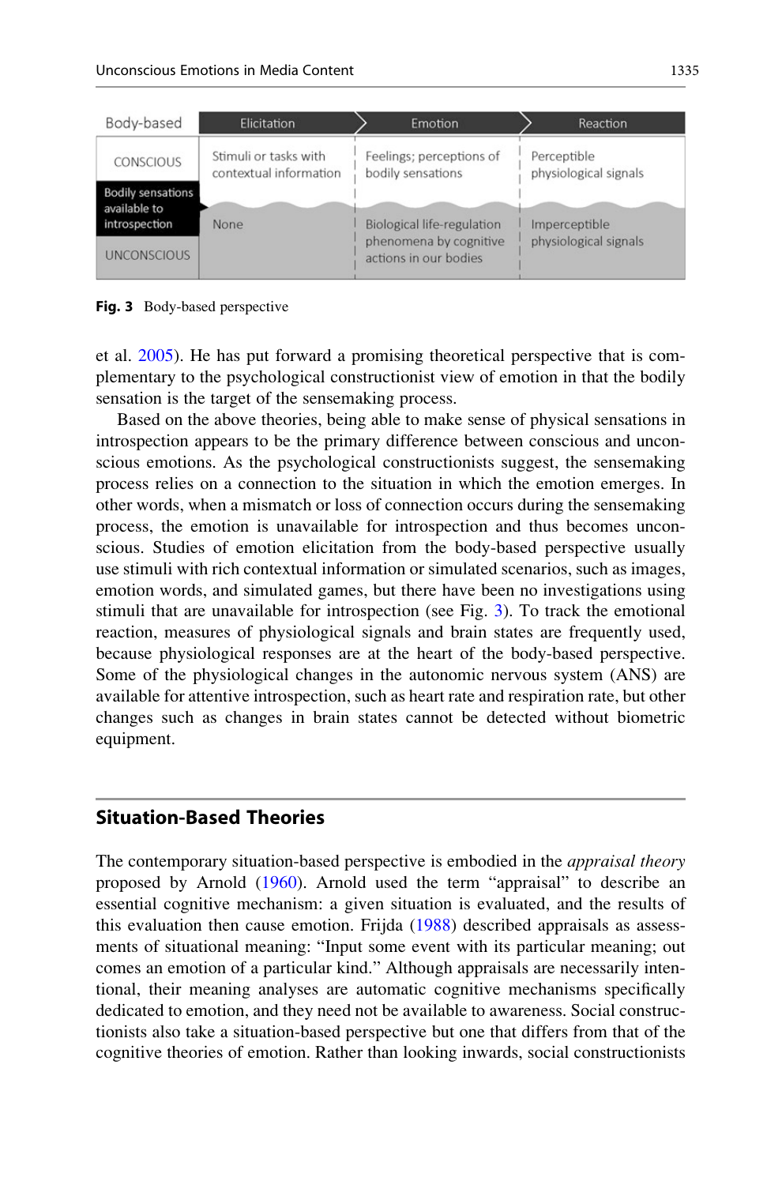| Body-based | Elicitation | Emotion | Reaction |
|---|---|---|---|
| CONSCIOUS | Stimuli or tasks with contextual information | Feelings; perceptions of bodily sensations | Perceptible physiological signals |
| Bodily sensations available to introspection | | | |
| UNCONSCIOUS | None | Biological life-regulation phenomena by cognitive actions in our bodies | Imperceptible physiological signals |

**Fig. 3** Body-based perspective

et al. 2005). He has put forward a promising theoretical perspective that is complementary to the psychological constructionist view of emotion in that the bodily sensation is the target of the sensemaking process.

Based on the above theories, being able to make sense of physical sensations in introspection appears to be the primary difference between conscious and unconscious emotions. As the psychological constructionists suggest, the sensemaking process relies on a connection to the situation in which the emotion emerges. In other words, when a mismatch or loss of connection occurs during the sensemaking process, the emotion is unavailable for introspection and thus becomes unconscious. Studies of emotion elicitation from the body-based perspective usually use stimuli with rich contextual information or simulated scenarios, such as images, emotion words, and simulated games, but there have been no investigations using stimuli that are unavailable for introspection (see Fig. 3). To track the emotional reaction, measures of physiological signals and brain states are frequently used, because physiological responses are at the heart of the body-based perspective. Some of the physiological changes in the autonomic nervous system (ANS) are available for attentive introspection, such as heart rate and respiration rate, but other changes such as changes in brain states cannot be detected without biometric equipment.

## Situation-Based Theories

The contemporary situation-based perspective is embodied in the *appraisal theory* proposed by Arnold (1960). Arnold used the term "appraisal" to describe an essential cognitive mechanism: a given situation is evaluated, and the results of this evaluation then cause emotion. Frijda (1988) described appraisals as assessments of situational meaning: "Input some event with its particular meaning; out comes an emotion of a particular kind." Although appraisals are necessarily intentional, their meaning analyses are automatic cognitive mechanisms specifically dedicated to emotion, and they need not be available to awareness. Social constructionists also take a situation-based perspective but one that differs from that of the cognitive theories of emotion. Rather than looking inwards, social constructionists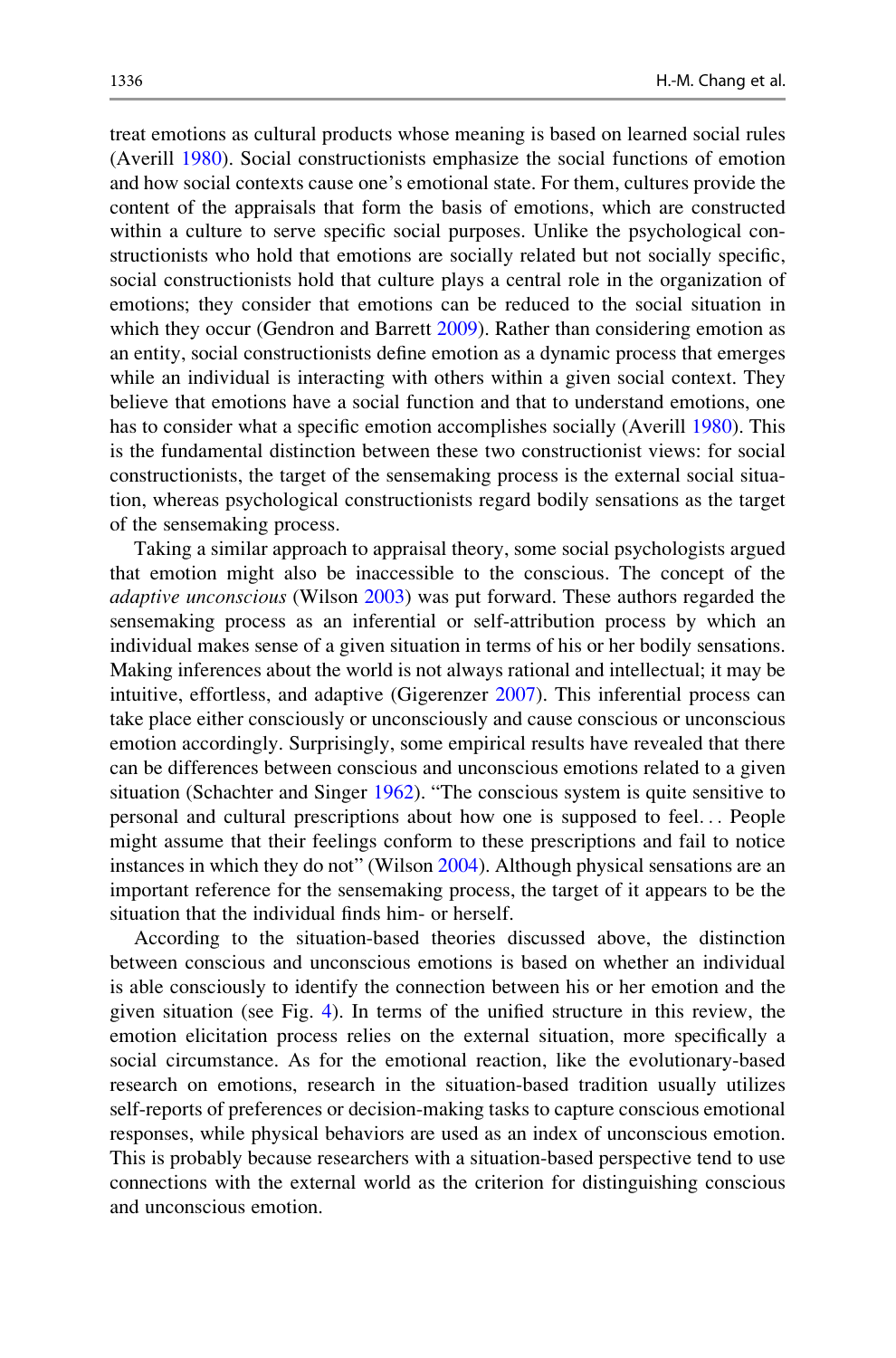treat emotions as cultural products whose meaning is based on learned social rules (Averill 1980). Social constructionists emphasize the social functions of emotion and how social contexts cause one's emotional state. For them, cultures provide the content of the appraisals that form the basis of emotions, which are constructed within a culture to serve specific social purposes. Unlike the psychological constructionists who hold that emotions are socially related but not socially specific, social constructionists hold that culture plays a central role in the organization of emotions; they consider that emotions can be reduced to the social situation in which they occur (Gendron and Barrett 2009). Rather than considering emotion as an entity, social constructionists define emotion as a dynamic process that emerges while an individual is interacting with others within a given social context. They believe that emotions have a social function and that to understand emotions, one has to consider what a specific emotion accomplishes socially (Averill 1980). This is the fundamental distinction between these two constructionist views: for social constructionists, the target of the sensemaking process is the external social situation, whereas psychological constructionists regard bodily sensations as the target of the sensemaking process.

Taking a similar approach to appraisal theory, some social psychologists argued that emotion might also be inaccessible to the conscious. The concept of the *adaptive unconscious* (Wilson 2003) was put forward. These authors regarded the sensemaking process as an inferential or self-attribution process by which an individual makes sense of a given situation in terms of his or her bodily sensations. Making inferences about the world is not always rational and intellectual; it may be intuitive, effortless, and adaptive (Gigerenzer 2007). This inferential process can take place either consciously or unconsciously and cause conscious or unconscious emotion accordingly. Surprisingly, some empirical results have revealed that there can be differences between conscious and unconscious emotions related to a given situation (Schachter and Singer 1962). "The conscious system is quite sensitive to personal and cultural prescriptions about how one is supposed to feel... People might assume that their feelings conform to these prescriptions and fail to notice instances in which they do not" (Wilson 2004). Although physical sensations are an important reference for the sensemaking process, the target of it appears to be the situation that the individual finds him- or herself.

According to the situation-based theories discussed above, the distinction between conscious and unconscious emotions is based on whether an individual is able consciously to identify the connection between his or her emotion and the given situation (see Fig. 4). In terms of the unified structure in this review, the emotion elicitation process relies on the external situation, more specifically a social circumstance. As for the emotional reaction, like the evolutionary-based research on emotions, research in the situation-based tradition usually utilizes self-reports of preferences or decision-making tasks to capture conscious emotional responses, while physical behaviors are used as an index of unconscious emotion. This is probably because researchers with a situation-based perspective tend to use connections with the external world as the criterion for distinguishing conscious and unconscious emotion.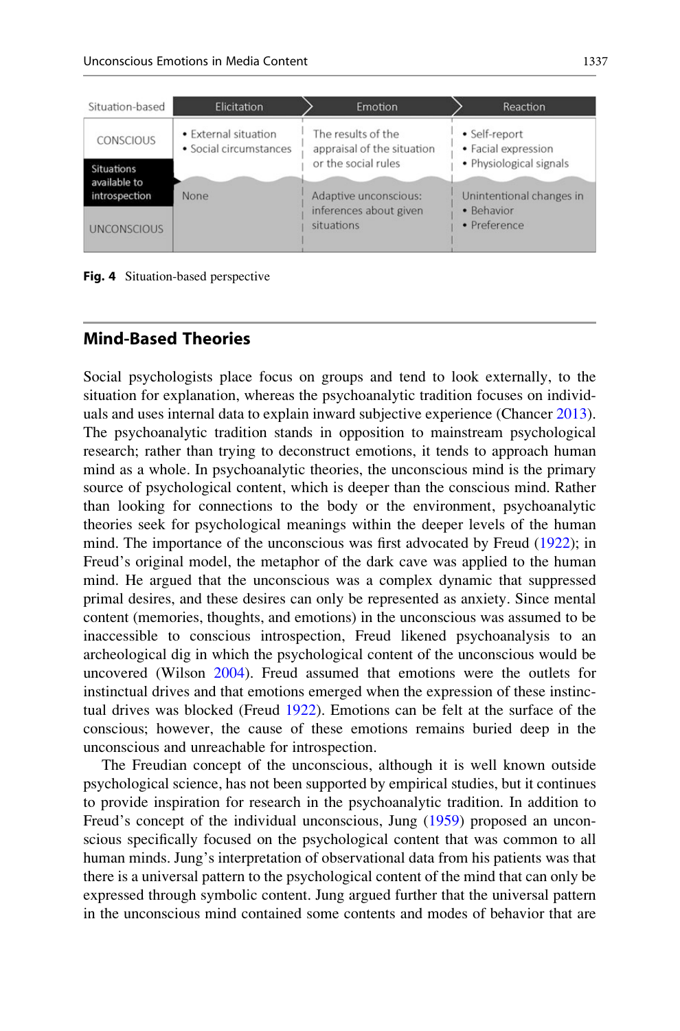| Situation-based | Elicitation | Emotion | Reaction |
|---|---|---|---|
| CONSCIOUS | • External situation<br>• Social circumstances | The results of the appraisal of the situation or the social rules | • Self-report<br>• Facial expression<br>• Physiological signals |
| Situations available to introspection | | | |
| UNCONSCIOUS | None | Adaptive unconscious: inferences about given situations | Unintentional changes in<br>• Behavior<br>• Preference |

**Fig. 4** Situation-based perspective

## Mind-Based Theories

Social psychologists place focus on groups and tend to look externally, to the situation for explanation, whereas the psychoanalytic tradition focuses on individuals and uses internal data to explain inward subjective experience (Chancer 2013). The psychoanalytic tradition stands in opposition to mainstream psychological research; rather than trying to deconstruct emotions, it tends to approach human mind as a whole. In psychoanalytic theories, the unconscious mind is the primary source of psychological content, which is deeper than the conscious mind. Rather than looking for connections to the body or the environment, psychoanalytic theories seek for psychological meanings within the deeper levels of the human mind. The importance of the unconscious was first advocated by Freud (1922); in Freud's original model, the metaphor of the dark cave was applied to the human mind. He argued that the unconscious was a complex dynamic that suppressed primal desires, and these desires can only be represented as anxiety. Since mental content (memories, thoughts, and emotions) in the unconscious was assumed to be inaccessible to conscious introspection, Freud likened psychoanalysis to an archeological dig in which the psychological content of the unconscious would be uncovered (Wilson 2004). Freud assumed that emotions were the outlets for instinctual drives and that emotions emerged when the expression of these instinctual drives was blocked (Freud 1922). Emotions can be felt at the surface of the conscious; however, the cause of these emotions remains buried deep in the unconscious and unreachable for introspection.

The Freudian concept of the unconscious, although it is well known outside psychological science, has not been supported by empirical studies, but it continues to provide inspiration for research in the psychoanalytic tradition. In addition to Freud's concept of the individual unconscious, Jung (1959) proposed an unconscious specifically focused on the psychological content that was common to all human minds. Jung's interpretation of observational data from his patients was that there is a universal pattern to the psychological content of the mind that can only be expressed through symbolic content. Jung argued further that the universal pattern in the unconscious mind contained some contents and modes of behavior that are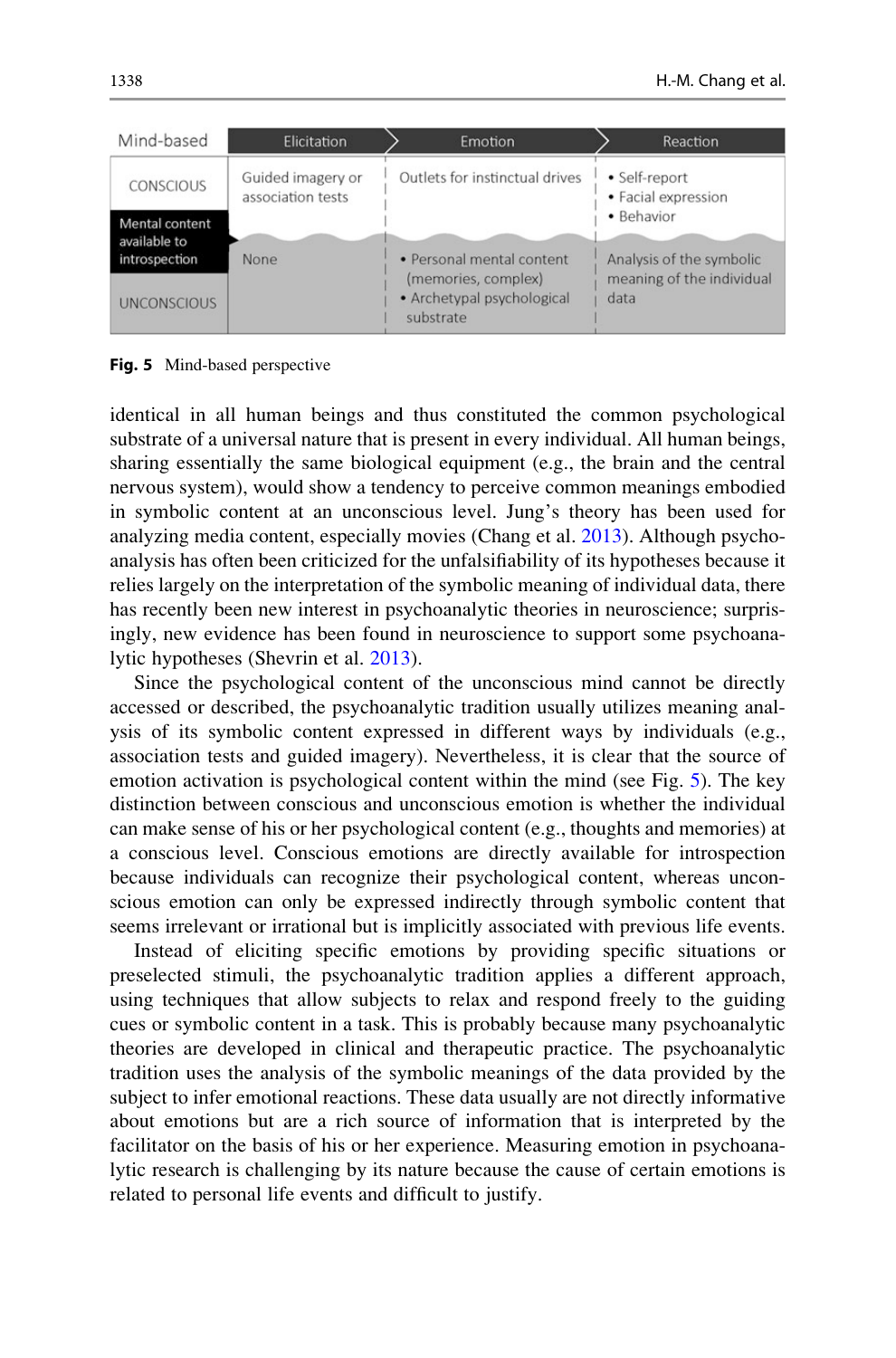| Mind-based | Elicitation | Emotion | Reaction |
|---|---|---|---|
| CONSCIOUS | Guided imagery or association tests | Outlets for instinctual drives | • Self-report<br>• Facial expression<br>• Behavior |
| Mental content available to introspection | | | |
| UNCONSCIOUS | None | • Personal mental content (memories, complex)<br>• Archetypal psychological substrate | Analysis of the symbolic meaning of the individual data |

**Fig. 5** Mind-based perspective

identical in all human beings and thus constituted the common psychological substrate of a universal nature that is present in every individual. All human beings, sharing essentially the same biological equipment (e.g., the brain and the central nervous system), would show a tendency to perceive common meanings embodied in symbolic content at an unconscious level. Jung's theory has been used for analyzing media content, especially movies (Chang et al. 2013). Although psychoanalysis has often been criticized for the unfalsifiability of its hypotheses because it relies largely on the interpretation of the symbolic meaning of individual data, there has recently been new interest in psychoanalytic theories in neuroscience; surprisingly, new evidence has been found in neuroscience to support some psychoanalytic hypotheses (Shevrin et al. 2013).

Since the psychological content of the unconscious mind cannot be directly accessed or described, the psychoanalytic tradition usually utilizes meaning analysis of its symbolic content expressed in different ways by individuals (e.g., association tests and guided imagery). Nevertheless, it is clear that the source of emotion activation is psychological content within the mind (see Fig. 5). The key distinction between conscious and unconscious emotion is whether the individual can make sense of his or her psychological content (e.g., thoughts and memories) at a conscious level. Conscious emotions are directly available for introspection because individuals can recognize their psychological content, whereas unconscious emotion can only be expressed indirectly through symbolic content that seems irrelevant or irrational but is implicitly associated with previous life events.

Instead of eliciting specific emotions by providing specific situations or preselected stimuli, the psychoanalytic tradition applies a different approach, using techniques that allow subjects to relax and respond freely to the guiding cues or symbolic content in a task. This is probably because many psychoanalytic theories are developed in clinical and therapeutic practice. The psychoanalytic tradition uses the analysis of the symbolic meanings of the data provided by the subject to infer emotional reactions. These data usually are not directly informative about emotions but are a rich source of information that is interpreted by the facilitator on the basis of his or her experience. Measuring emotion in psychoanalytic research is challenging by its nature because the cause of certain emotions is related to personal life events and difficult to justify.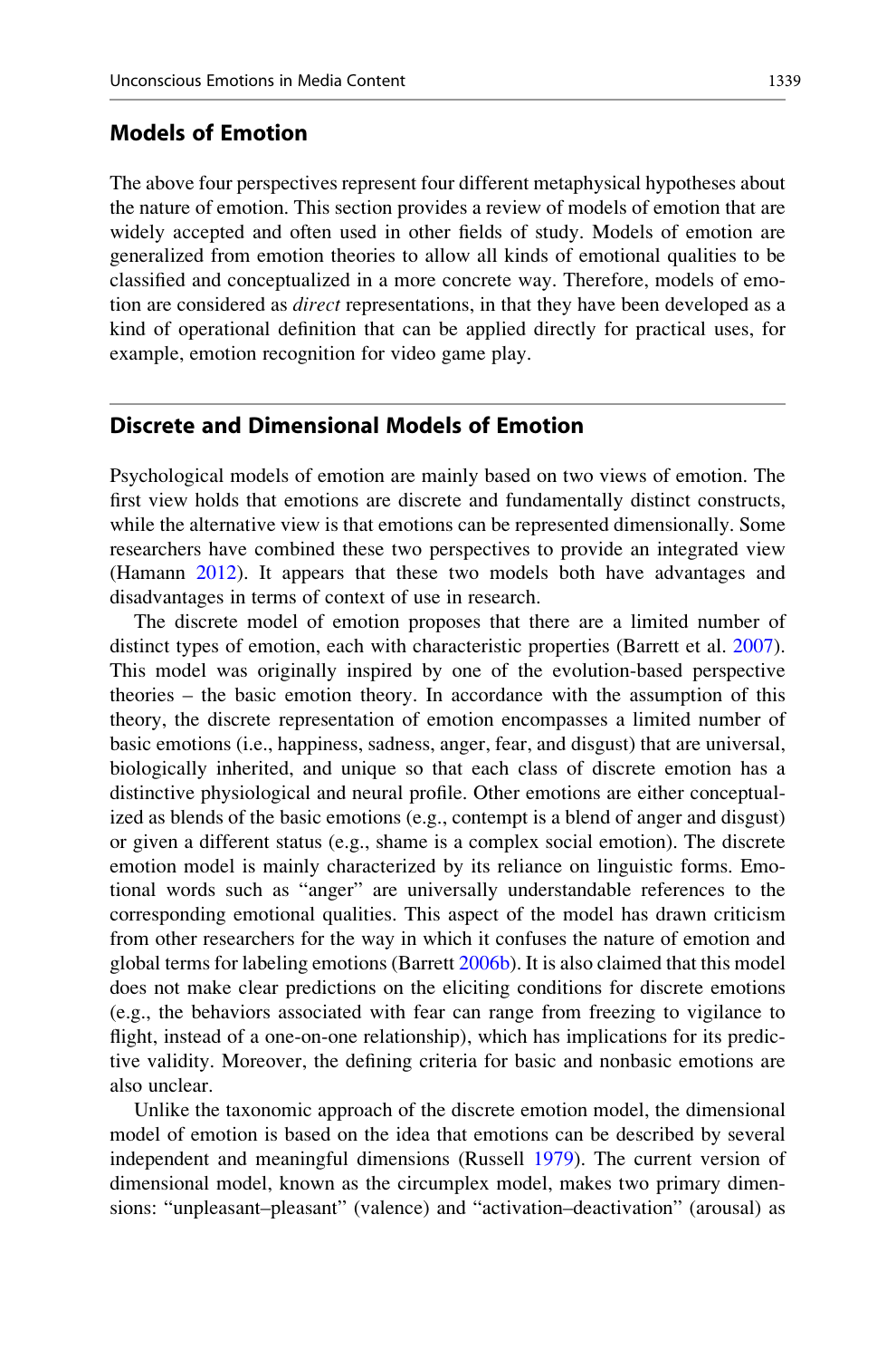## Models of Emotion

The above four perspectives represent four different metaphysical hypotheses about the nature of emotion. This section provides a review of models of emotion that are widely accepted and often used in other fields of study. Models of emotion are generalized from emotion theories to allow all kinds of emotional qualities to be classified and conceptualized in a more concrete way. Therefore, models of emotion are considered as *direct* representations, in that they have been developed as a kind of operational definition that can be applied directly for practical uses, for example, emotion recognition for video game play.

## Discrete and Dimensional Models of Emotion

Psychological models of emotion are mainly based on two views of emotion. The first view holds that emotions are discrete and fundamentally distinct constructs, while the alternative view is that emotions can be represented dimensionally. Some researchers have combined these two perspectives to provide an integrated view (Hamann 2012). It appears that these two models both have advantages and disadvantages in terms of context of use in research.

The discrete model of emotion proposes that there are a limited number of distinct types of emotion, each with characteristic properties (Barrett et al. 2007). This model was originally inspired by one of the evolution-based perspective theories – the basic emotion theory. In accordance with the assumption of this theory, the discrete representation of emotion encompasses a limited number of basic emotions (i.e., happiness, sadness, anger, fear, and disgust) that are universal, biologically inherited, and unique so that each class of discrete emotion has a distinctive physiological and neural profile. Other emotions are either conceptualized as blends of the basic emotions (e.g., contempt is a blend of anger and disgust) or given a different status (e.g., shame is a complex social emotion). The discrete emotion model is mainly characterized by its reliance on linguistic forms. Emotional words such as "anger" are universally understandable references to the corresponding emotional qualities. This aspect of the model has drawn criticism from other researchers for the way in which it confuses the nature of emotion and global terms for labeling emotions (Barrett 2006b). It is also claimed that this model does not make clear predictions on the eliciting conditions for discrete emotions (e.g., the behaviors associated with fear can range from freezing to vigilance to flight, instead of a one-on-one relationship), which has implications for its predictive validity. Moreover, the defining criteria for basic and nonbasic emotions are also unclear.

Unlike the taxonomic approach of the discrete emotion model, the dimensional model of emotion is based on the idea that emotions can be described by several independent and meaningful dimensions (Russell 1979). The current version of dimensional model, known as the circumplex model, makes two primary dimensions: "unpleasant–pleasant" (valence) and "activation–deactivation" (arousal) as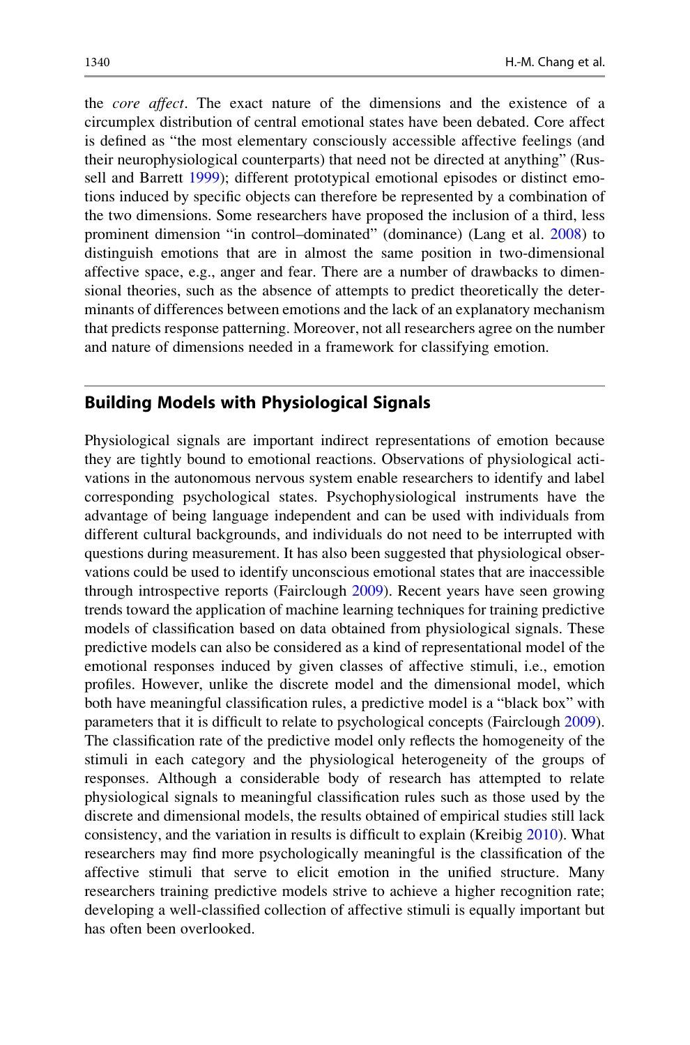the *core affect*. The exact nature of the dimensions and the existence of a circumplex distribution of central emotional states have been debated. Core affect is defined as "the most elementary consciously accessible affective feelings (and their neurophysiological counterparts) that need not be directed at anything" (Russell and Barrett 1999); different prototypical emotional episodes or distinct emotions induced by specific objects can therefore be represented by a combination of the two dimensions. Some researchers have proposed the inclusion of a third, less prominent dimension "in control–dominated" (dominance) (Lang et al. 2008) to distinguish emotions that are in almost the same position in two-dimensional affective space, e.g., anger and fear. There are a number of drawbacks to dimensional theories, such as the absence of attempts to predict theoretically the determinants of differences between emotions and the lack of an explanatory mechanism that predicts response patterning. Moreover, not all researchers agree on the number and nature of dimensions needed in a framework for classifying emotion.

## Building Models with Physiological Signals

Physiological signals are important indirect representations of emotion because they are tightly bound to emotional reactions. Observations of physiological activations in the autonomous nervous system enable researchers to identify and label corresponding psychological states. Psychophysiological instruments have the advantage of being language independent and can be used with individuals from different cultural backgrounds, and individuals do not need to be interrupted with questions during measurement. It has also been suggested that physiological observations could be used to identify unconscious emotional states that are inaccessible through introspective reports (Fairclough 2009). Recent years have seen growing trends toward the application of machine learning techniques for training predictive models of classification based on data obtained from physiological signals. These predictive models can also be considered as a kind of representational model of the emotional responses induced by given classes of affective stimuli, i.e., emotion profiles. However, unlike the discrete model and the dimensional model, which both have meaningful classification rules, a predictive model is a "black box" with parameters that it is difficult to relate to psychological concepts (Fairclough 2009). The classification rate of the predictive model only reflects the homogeneity of the stimuli in each category and the physiological heterogeneity of the groups of responses. Although a considerable body of research has attempted to relate physiological signals to meaningful classification rules such as those used by the discrete and dimensional models, the results obtained of empirical studies still lack consistency, and the variation in results is difficult to explain (Kreibig 2010). What researchers may find more psychologically meaningful is the classification of the affective stimuli that serve to elicit emotion in the unified structure. Many researchers training predictive models strive to achieve a higher recognition rate; developing a well-classified collection of affective stimuli is equally important but has often been overlooked.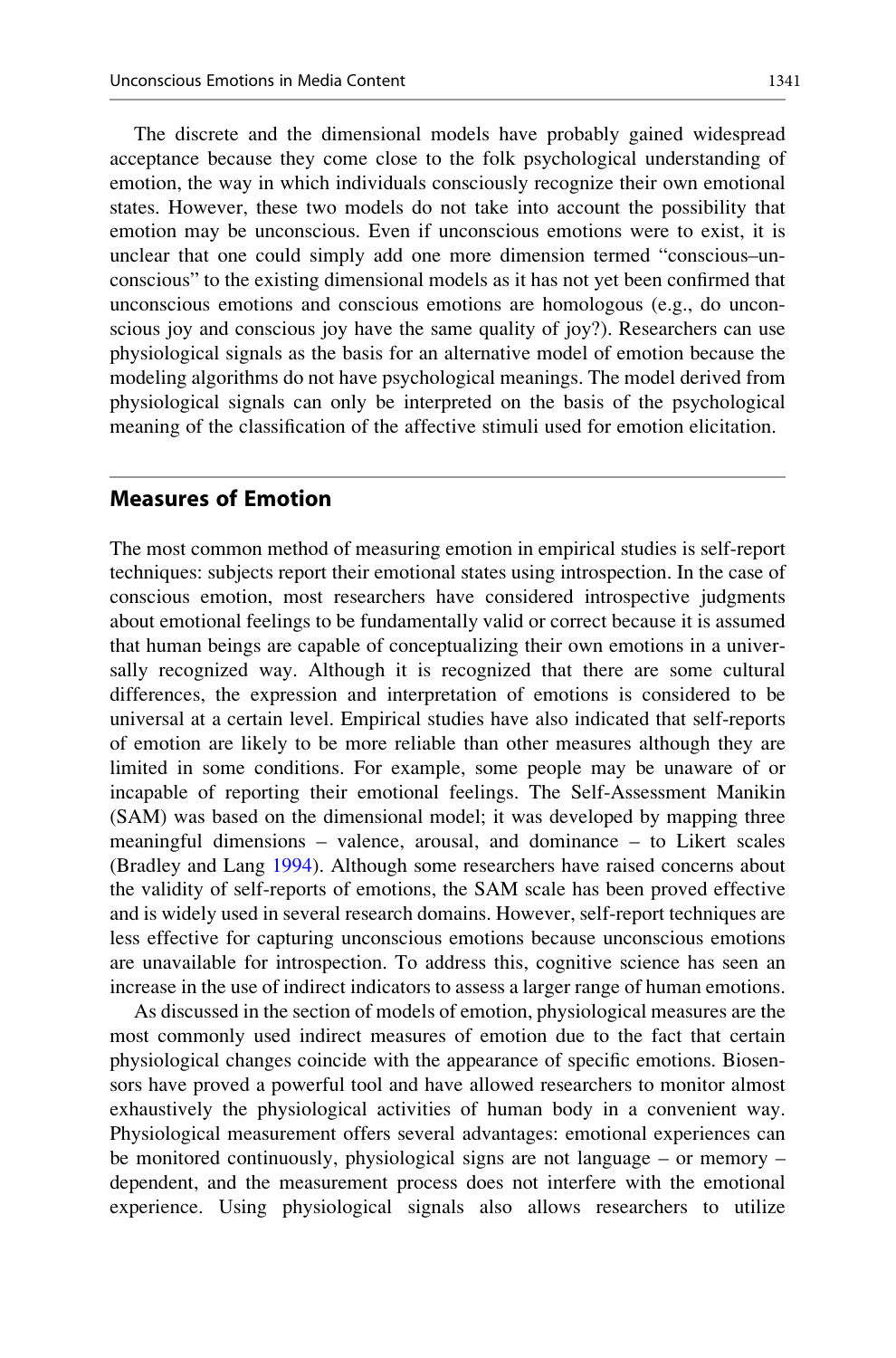The discrete and the dimensional models have probably gained widespread acceptance because they come close to the folk psychological understanding of emotion, the way in which individuals consciously recognize their own emotional states. However, these two models do not take into account the possibility that emotion may be unconscious. Even if unconscious emotions were to exist, it is unclear that one could simply add one more dimension termed "conscious–unconscious" to the existing dimensional models as it has not yet been confirmed that unconscious emotions and conscious emotions are homologous (e.g., do unconscious joy and conscious joy have the same quality of joy?). Researchers can use physiological signals as the basis for an alternative model of emotion because the modeling algorithms do not have psychological meanings. The model derived from physiological signals can only be interpreted on the basis of the psychological meaning of the classification of the affective stimuli used for emotion elicitation.

## Measures of Emotion

The most common method of measuring emotion in empirical studies is self-report techniques: subjects report their emotional states using introspection. In the case of conscious emotion, most researchers have considered introspective judgments about emotional feelings to be fundamentally valid or correct because it is assumed that human beings are capable of conceptualizing their own emotions in a universally recognized way. Although it is recognized that there are some cultural differences, the expression and interpretation of emotions is considered to be universal at a certain level. Empirical studies have also indicated that self-reports of emotion are likely to be more reliable than other measures although they are limited in some conditions. For example, some people may be unaware of or incapable of reporting their emotional feelings. The Self-Assessment Manikin (SAM) was based on the dimensional model; it was developed by mapping three meaningful dimensions – valence, arousal, and dominance – to Likert scales (Bradley and Lang 1994). Although some researchers have raised concerns about the validity of self-reports of emotions, the SAM scale has been proved effective and is widely used in several research domains. However, self-report techniques are less effective for capturing unconscious emotions because unconscious emotions are unavailable for introspection. To address this, cognitive science has seen an increase in the use of indirect indicators to assess a larger range of human emotions.

As discussed in the section of models of emotion, physiological measures are the most commonly used indirect measures of emotion due to the fact that certain physiological changes coincide with the appearance of specific emotions. Biosensors have proved a powerful tool and have allowed researchers to monitor almost exhaustively the physiological activities of human body in a convenient way. Physiological measurement offers several advantages: emotional experiences can be monitored continuously, physiological signs are not language – or memory – dependent, and the measurement process does not interfere with the emotional experience. Using physiological signals also allows researchers to utilize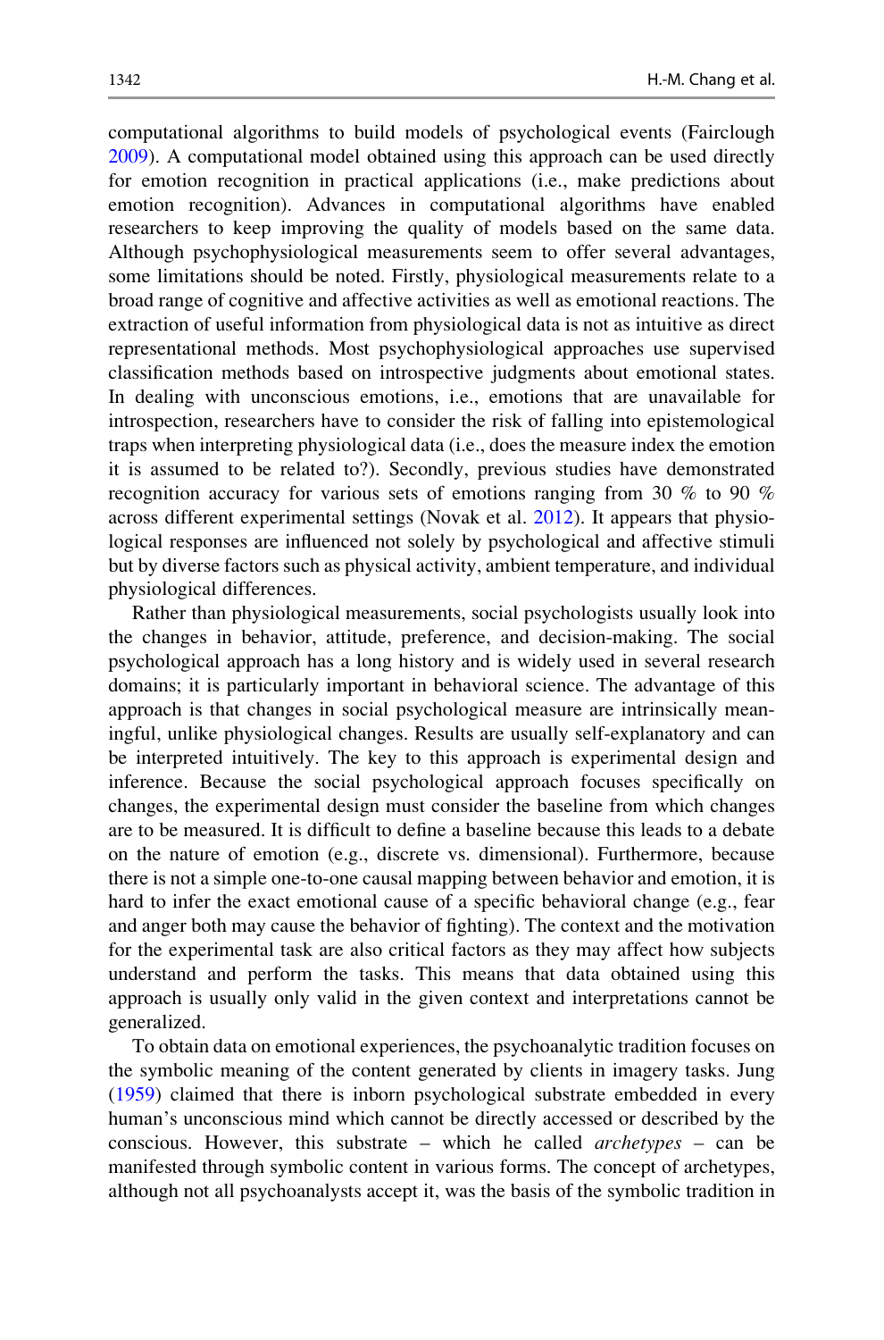computational algorithms to build models of psychological events (Fairclough 2009). A computational model obtained using this approach can be used directly for emotion recognition in practical applications (i.e., make predictions about emotion recognition). Advances in computational algorithms have enabled researchers to keep improving the quality of models based on the same data. Although psychophysiological measurements seem to offer several advantages, some limitations should be noted. Firstly, physiological measurements relate to a broad range of cognitive and affective activities as well as emotional reactions. The extraction of useful information from physiological data is not as intuitive as direct representational methods. Most psychophysiological approaches use supervised classification methods based on introspective judgments about emotional states. In dealing with unconscious emotions, i.e., emotions that are unavailable for introspection, researchers have to consider the risk of falling into epistemological traps when interpreting physiological data (i.e., does the measure index the emotion it is assumed to be related to?). Secondly, previous studies have demonstrated recognition accuracy for various sets of emotions ranging from 30 % to 90 % across different experimental settings (Novak et al. 2012). It appears that physiological responses are influenced not solely by psychological and affective stimuli but by diverse factors such as physical activity, ambient temperature, and individual physiological differences.

Rather than physiological measurements, social psychologists usually look into the changes in behavior, attitude, preference, and decision-making. The social psychological approach has a long history and is widely used in several research domains; it is particularly important in behavioral science. The advantage of this approach is that changes in social psychological measure are intrinsically meaningful, unlike physiological changes. Results are usually self-explanatory and can be interpreted intuitively. The key to this approach is experimental design and inference. Because the social psychological approach focuses specifically on changes, the experimental design must consider the baseline from which changes are to be measured. It is difficult to define a baseline because this leads to a debate on the nature of emotion (e.g., discrete vs. dimensional). Furthermore, because there is not a simple one-to-one causal mapping between behavior and emotion, it is hard to infer the exact emotional cause of a specific behavioral change (e.g., fear and anger both may cause the behavior of fighting). The context and the motivation for the experimental task are also critical factors as they may affect how subjects understand and perform the tasks. This means that data obtained using this approach is usually only valid in the given context and interpretations cannot be generalized.

To obtain data on emotional experiences, the psychoanalytic tradition focuses on the symbolic meaning of the content generated by clients in imagery tasks. Jung (1959) claimed that there is inborn psychological substrate embedded in every human's unconscious mind which cannot be directly accessed or described by the conscious. However, this substrate – which he called *archetypes* – can be manifested through symbolic content in various forms. The concept of archetypes, although not all psychoanalysts accept it, was the basis of the symbolic tradition in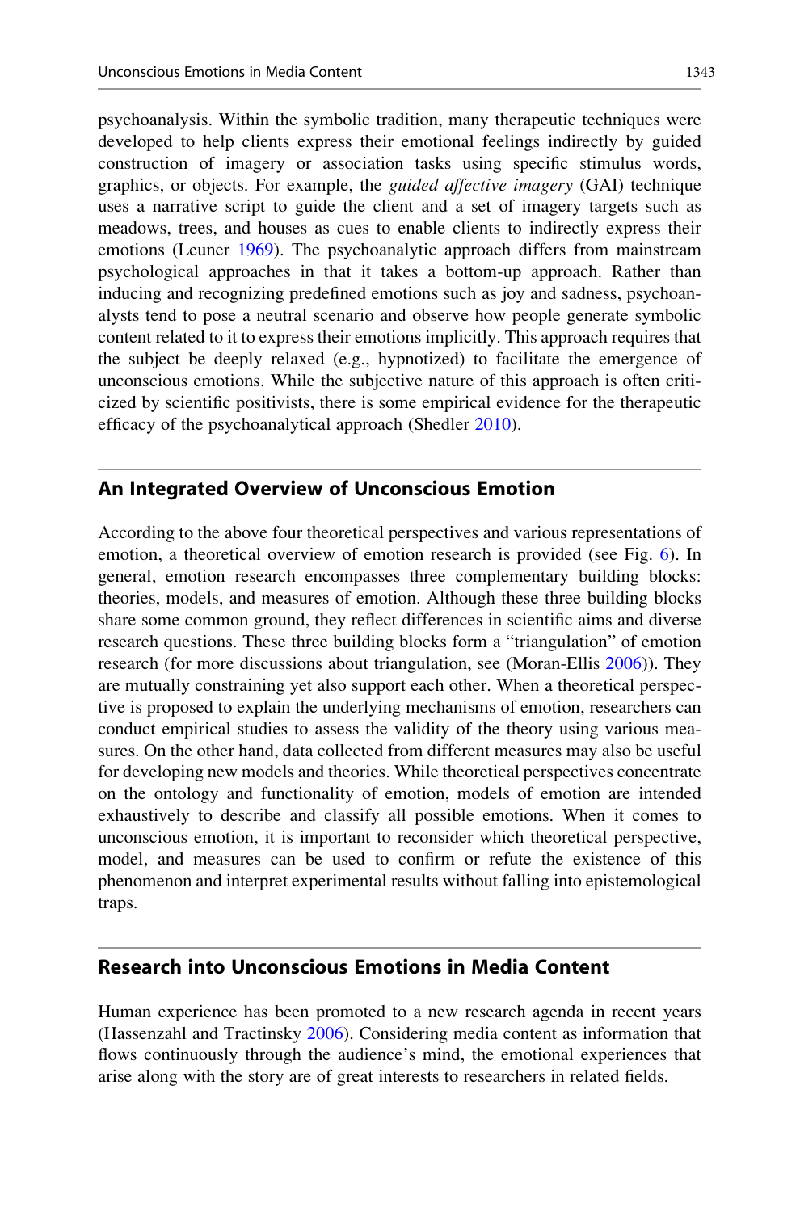psychoanalysis. Within the symbolic tradition, many therapeutic techniques were developed to help clients express their emotional feelings indirectly by guided construction of imagery or association tasks using specific stimulus words, graphics, or objects. For example, the *guided affective imagery* (GAI) technique uses a narrative script to guide the client and a set of imagery targets such as meadows, trees, and houses as cues to enable clients to indirectly express their emotions (Leuner 1969). The psychoanalytic approach differs from mainstream psychological approaches in that it takes a bottom-up approach. Rather than inducing and recognizing predefined emotions such as joy and sadness, psychoanalysts tend to pose a neutral scenario and observe how people generate symbolic content related to it to express their emotions implicitly. This approach requires that the subject be deeply relaxed (e.g., hypnotized) to facilitate the emergence of unconscious emotions. While the subjective nature of this approach is often criticized by scientific positivists, there is some empirical evidence for the therapeutic efficacy of the psychoanalytical approach (Shedler 2010).

## An Integrated Overview of Unconscious Emotion

According to the above four theoretical perspectives and various representations of emotion, a theoretical overview of emotion research is provided (see Fig. 6). In general, emotion research encompasses three complementary building blocks: theories, models, and measures of emotion. Although these three building blocks share some common ground, they reflect differences in scientific aims and diverse research questions. These three building blocks form a "triangulation" of emotion research (for more discussions about triangulation, see (Moran-Ellis 2006)). They are mutually constraining yet also support each other. When a theoretical perspective is proposed to explain the underlying mechanisms of emotion, researchers can conduct empirical studies to assess the validity of the theory using various measures. On the other hand, data collected from different measures may also be useful for developing new models and theories. While theoretical perspectives concentrate on the ontology and functionality of emotion, models of emotion are intended exhaustively to describe and classify all possible emotions. When it comes to unconscious emotion, it is important to reconsider which theoretical perspective, model, and measures can be used to confirm or refute the existence of this phenomenon and interpret experimental results without falling into epistemological traps.

## Research into Unconscious Emotions in Media Content

Human experience has been promoted to a new research agenda in recent years (Hassenzahl and Tractinsky 2006). Considering media content as information that flows continuously through the audience's mind, the emotional experiences that arise along with the story are of great interests to researchers in related fields.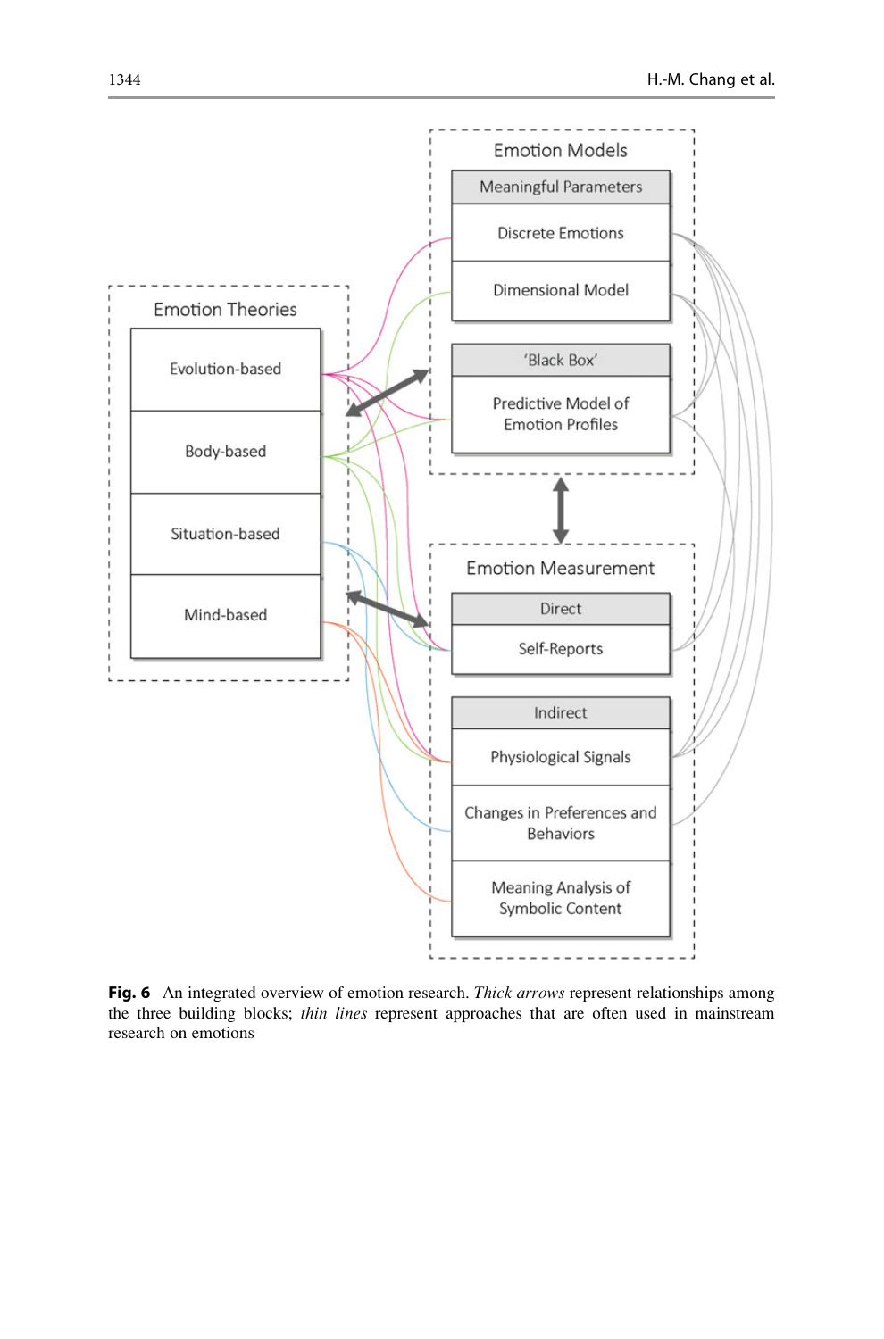Emotion Theories

- Evolution-based
- Body-based
- Situation-based
- Mind-based

Emotion Models

Meaningful Parameters

- Discrete Emotions
- Dimensional Model

'Black Box'

- Predictive Model of Emotion Profiles

Emotion Measurement

Direct

- Self-Reports

Indirect

- Physiological Signals
- Changes in Preferences and Behaviors
- Meaning Analysis of Symbolic Content

**Fig. 6** An integrated overview of emotion research. *Thick arrows* represent relationships among the three building blocks; *thin lines* represent approaches that are often used in mainstream research on emotions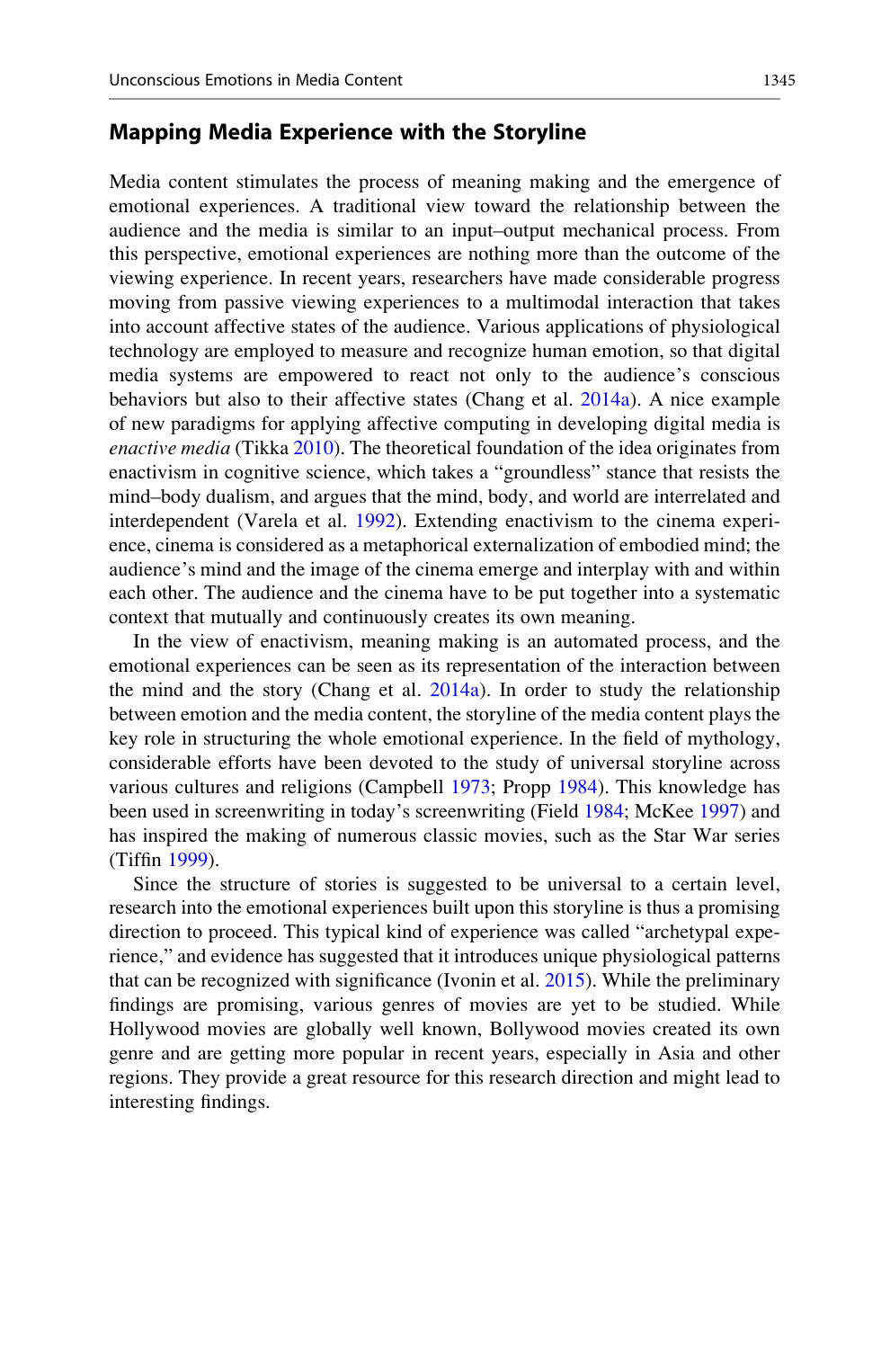## Mapping Media Experience with the Storyline

Media content stimulates the process of meaning making and the emergence of emotional experiences. A traditional view toward the relationship between the audience and the media is similar to an input–output mechanical process. From this perspective, emotional experiences are nothing more than the outcome of the viewing experience. In recent years, researchers have made considerable progress moving from passive viewing experiences to a multimodal interaction that takes into account affective states of the audience. Various applications of physiological technology are employed to measure and recognize human emotion, so that digital media systems are empowered to react not only to the audience's conscious behaviors but also to their affective states (Chang et al. 2014a). A nice example of new paradigms for applying affective computing in developing digital media is *enactive media* (Tikka 2010). The theoretical foundation of the idea originates from enactivism in cognitive science, which takes a "groundless" stance that resists the mind–body dualism, and argues that the mind, body, and world are interrelated and interdependent (Varela et al. 1992). Extending enactivism to the cinema experience, cinema is considered as a metaphorical externalization of embodied mind; the audience's mind and the image of the cinema emerge and interplay with and within each other. The audience and the cinema have to be put together into a systematic context that mutually and continuously creates its own meaning.

In the view of enactivism, meaning making is an automated process, and the emotional experiences can be seen as its representation of the interaction between the mind and the story (Chang et al. 2014a). In order to study the relationship between emotion and the media content, the storyline of the media content plays the key role in structuring the whole emotional experience. In the field of mythology, considerable efforts have been devoted to the study of universal storyline across various cultures and religions (Campbell 1973; Propp 1984). This knowledge has been used in screenwriting in today's screenwriting (Field 1984; McKee 1997) and has inspired the making of numerous classic movies, such as the Star War series (Tiffin 1999).

Since the structure of stories is suggested to be universal to a certain level, research into the emotional experiences built upon this storyline is thus a promising direction to proceed. This typical kind of experience was called "archetypal experience," and evidence has suggested that it introduces unique physiological patterns that can be recognized with significance (Ivonin et al. 2015). While the preliminary findings are promising, various genres of movies are yet to be studied. While Hollywood movies are globally well known, Bollywood movies created its own genre and are getting more popular in recent years, especially in Asia and other regions. They provide a great resource for this research direction and might lead to interesting findings.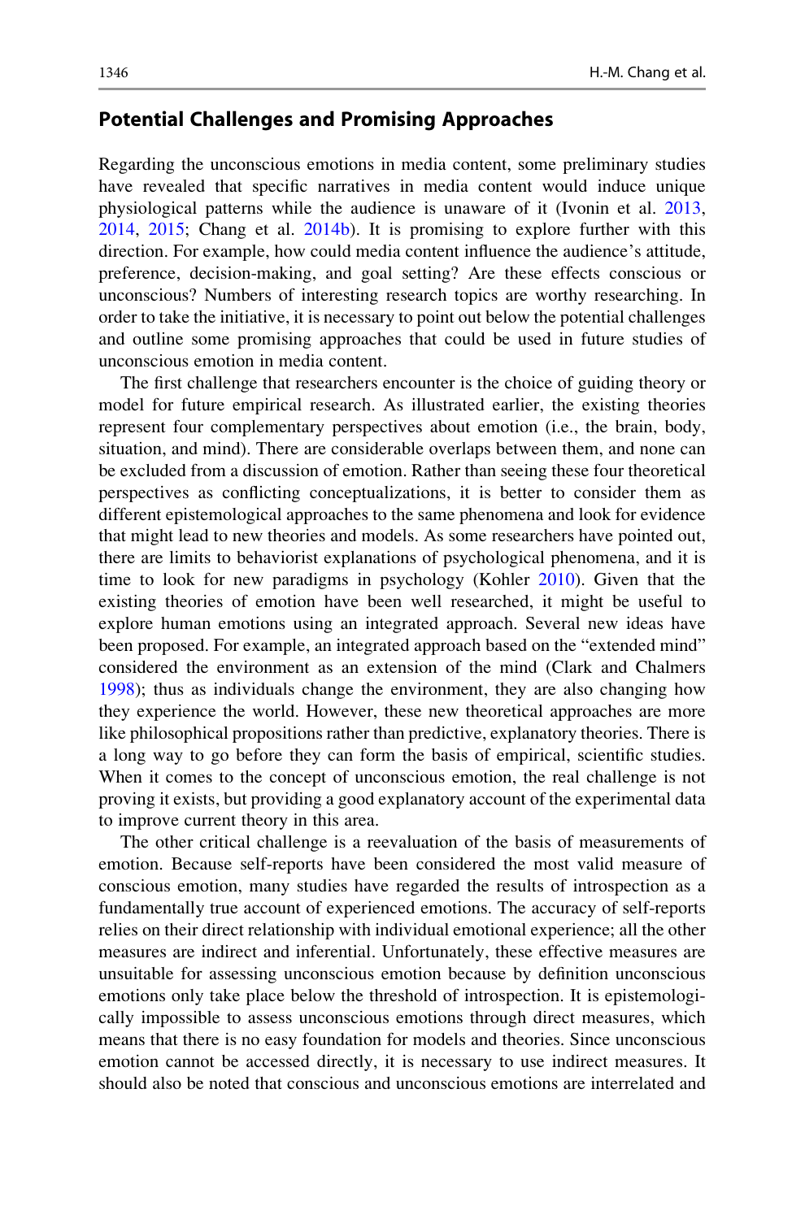## Potential Challenges and Promising Approaches

Regarding the unconscious emotions in media content, some preliminary studies have revealed that specific narratives in media content would induce unique physiological patterns while the audience is unaware of it (Ivonin et al. 2013, 2014, 2015; Chang et al. 2014b). It is promising to explore further with this direction. For example, how could media content influence the audience's attitude, preference, decision-making, and goal setting? Are these effects conscious or unconscious? Numbers of interesting research topics are worthy researching. In order to take the initiative, it is necessary to point out below the potential challenges and outline some promising approaches that could be used in future studies of unconscious emotion in media content.

The first challenge that researchers encounter is the choice of guiding theory or model for future empirical research. As illustrated earlier, the existing theories represent four complementary perspectives about emotion (i.e., the brain, body, situation, and mind). There are considerable overlaps between them, and none can be excluded from a discussion of emotion. Rather than seeing these four theoretical perspectives as conflicting conceptualizations, it is better to consider them as different epistemological approaches to the same phenomena and look for evidence that might lead to new theories and models. As some researchers have pointed out, there are limits to behaviorist explanations of psychological phenomena, and it is time to look for new paradigms in psychology (Kohler 2010). Given that the existing theories of emotion have been well researched, it might be useful to explore human emotions using an integrated approach. Several new ideas have been proposed. For example, an integrated approach based on the "extended mind" considered the environment as an extension of the mind (Clark and Chalmers 1998); thus as individuals change the environment, they are also changing how they experience the world. However, these new theoretical approaches are more like philosophical propositions rather than predictive, explanatory theories. There is a long way to go before they can form the basis of empirical, scientific studies. When it comes to the concept of unconscious emotion, the real challenge is not proving it exists, but providing a good explanatory account of the experimental data to improve current theory in this area.

The other critical challenge is a reevaluation of the basis of measurements of emotion. Because self-reports have been considered the most valid measure of conscious emotion, many studies have regarded the results of introspection as a fundamentally true account of experienced emotions. The accuracy of self-reports relies on their direct relationship with individual emotional experience; all the other measures are indirect and inferential. Unfortunately, these effective measures are unsuitable for assessing unconscious emotion because by definition unconscious emotions only take place below the threshold of introspection. It is epistemologically impossible to assess unconscious emotions through direct measures, which means that there is no easy foundation for models and theories. Since unconscious emotion cannot be accessed directly, it is necessary to use indirect measures. It should also be noted that conscious and unconscious emotions are interrelated and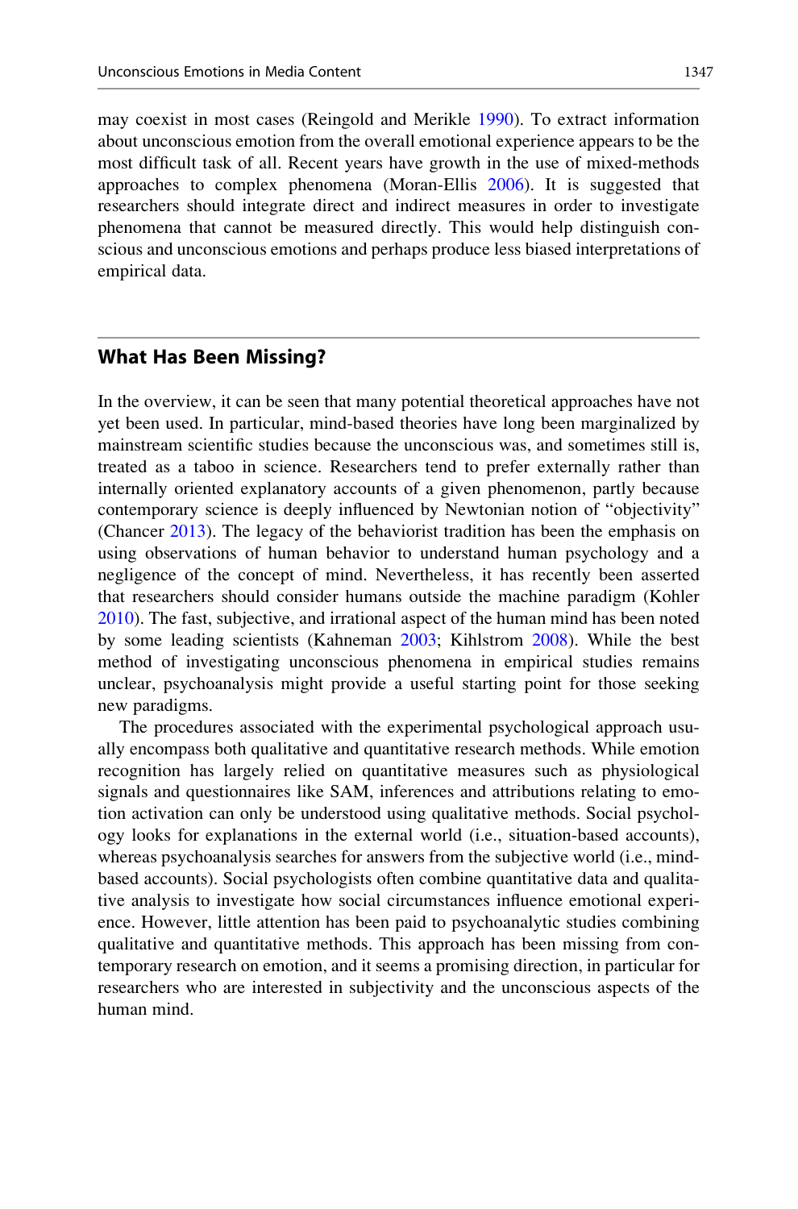may coexist in most cases (Reingold and Merikle 1990). To extract information about unconscious emotion from the overall emotional experience appears to be the most difficult task of all. Recent years have growth in the use of mixed-methods approaches to complex phenomena (Moran-Ellis 2006). It is suggested that researchers should integrate direct and indirect measures in order to investigate phenomena that cannot be measured directly. This would help distinguish conscious and unconscious emotions and perhaps produce less biased interpretations of empirical data.

## What Has Been Missing?

In the overview, it can be seen that many potential theoretical approaches have not yet been used. In particular, mind-based theories have long been marginalized by mainstream scientific studies because the unconscious was, and sometimes still is, treated as a taboo in science. Researchers tend to prefer externally rather than internally oriented explanatory accounts of a given phenomenon, partly because contemporary science is deeply influenced by Newtonian notion of "objectivity" (Chancer 2013). The legacy of the behaviorist tradition has been the emphasis on using observations of human behavior to understand human psychology and a negligence of the concept of mind. Nevertheless, it has recently been asserted that researchers should consider humans outside the machine paradigm (Kohler 2010). The fast, subjective, and irrational aspect of the human mind has been noted by some leading scientists (Kahneman 2003; Kihlstrom 2008). While the best method of investigating unconscious phenomena in empirical studies remains unclear, psychoanalysis might provide a useful starting point for those seeking new paradigms.

The procedures associated with the experimental psychological approach usually encompass both qualitative and quantitative research methods. While emotion recognition has largely relied on quantitative measures such as physiological signals and questionnaires like SAM, inferences and attributions relating to emotion activation can only be understood using qualitative methods. Social psychology looks for explanations in the external world (i.e., situation-based accounts), whereas psychoanalysis searches for answers from the subjective world (i.e., mind-based accounts). Social psychologists often combine quantitative data and qualitative analysis to investigate how social circumstances influence emotional experience. However, little attention has been paid to psychoanalytic studies combining qualitative and quantitative methods. This approach has been missing from contemporary research on emotion, and it seems a promising direction, in particular for researchers who are interested in subjectivity and the unconscious aspects of the human mind.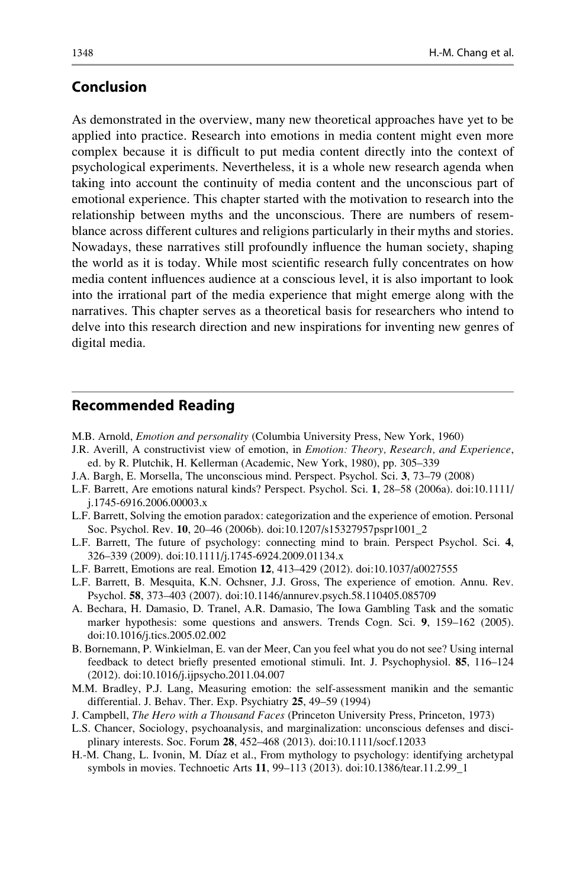## Conclusion

As demonstrated in the overview, many new theoretical approaches have yet to be applied into practice. Research into emotions in media content might even more complex because it is difficult to put media content directly into the context of psychological experiments. Nevertheless, it is a whole new research agenda when taking into account the continuity of media content and the unconscious part of emotional experience. This chapter started with the motivation to research into the relationship between myths and the unconscious. There are numbers of resemblance across different cultures and religions particularly in their myths and stories. Nowadays, these narratives still profoundly influence the human society, shaping the world as it is today. While most scientific research fully concentrates on how media content influences audience at a conscious level, it is also important to look into the irrational part of the media experience that might emerge along with the narratives. This chapter serves as a theoretical basis for researchers who intend to delve into this research direction and new inspirations for inventing new genres of digital media.

## Recommended Reading

M.B. Arnold, *Emotion and personality* (Columbia University Press, New York, 1960)

J.R. Averill, A constructivist view of emotion, in *Emotion: Theory, Research, and Experience*, ed. by R. Plutchik, H. Kellerman (Academic, New York, 1980), pp. 305–339

J.A. Bargh, E. Morsella, The unconscious mind. Perspect. Psychol. Sci. **3**, 73–79 (2008)

L.F. Barrett, Are emotions natural kinds? Perspect. Psychol. Sci. **1**, 28–58 (2006a). doi:10.1111/j.1745-6916.2006.00003.x

L.F. Barrett, Solving the emotion paradox: categorization and the experience of emotion. Personal Soc. Psychol. Rev. **10**, 20–46 (2006b). doi:10.1207/s15327957pspr1001_2

L.F. Barrett, The future of psychology: connecting mind to brain. Perspect Psychol. Sci. **4**, 326–339 (2009). doi:10.1111/j.1745-6924.2009.01134.x

L.F. Barrett, Emotions are real. Emotion **12**, 413–429 (2012). doi:10.1037/a0027555

L.F. Barrett, B. Mesquita, K.N. Ochsner, J.J. Gross, The experience of emotion. Annu. Rev. Psychol. **58**, 373–403 (2007). doi:10.1146/annurev.psych.58.110405.085709

A. Bechara, H. Damasio, D. Tranel, A.R. Damasio, The Iowa Gambling Task and the somatic marker hypothesis: some questions and answers. Trends Cogn. Sci. **9**, 159–162 (2005). doi:10.1016/j.tics.2005.02.002

B. Bornemann, P. Winkielman, E. van der Meer, Can you feel what you do not see? Using internal feedback to detect briefly presented emotional stimuli. Int. J. Psychophysiol. **85**, 116–124 (2012). doi:10.1016/j.ijpsycho.2011.04.007

M.M. Bradley, P.J. Lang, Measuring emotion: the self-assessment manikin and the semantic differential. J. Behav. Ther. Exp. Psychiatry **25**, 49–59 (1994)

J. Campbell, *The Hero with a Thousand Faces* (Princeton University Press, Princeton, 1973)

L.S. Chancer, Sociology, psychoanalysis, and marginalization: unconscious defenses and disciplinary interests. Soc. Forum **28**, 452–468 (2013). doi:10.1111/socf.12033

H.-M. Chang, L. Ivonin, M. Díaz et al., From mythology to psychology: identifying archetypal symbols in movies. Technoetic Arts **11**, 99–113 (2013). doi:10.1386/tear.11.2.99_1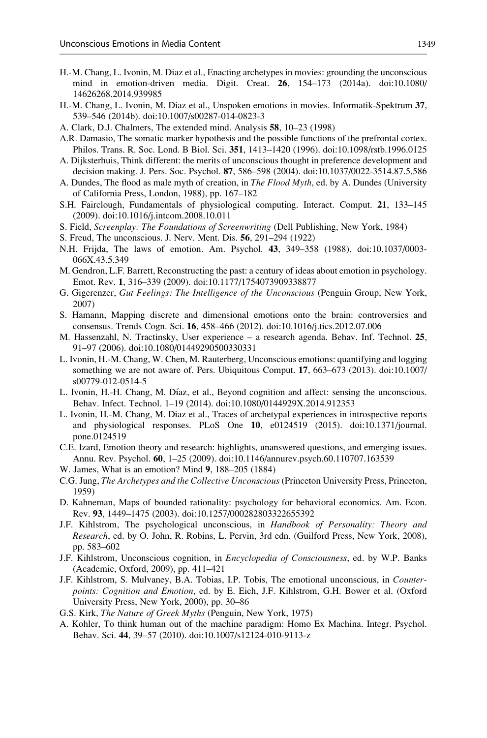- H.-M. Chang, L. Ivonin, M. Diaz et al., Enacting archetypes in movies: grounding the unconscious mind in emotion-driven media. Digit. Creat. **26**, 154–173 (2014a). doi:10.1080/14626268.2014.939985
- H.-M. Chang, L. Ivonin, M. Diaz et al., Unspoken emotions in movies. Informatik-Spektrum **37**, 539–546 (2014b). doi:10.1007/s00287-014-0823-3
- A. Clark, D.J. Chalmers, The extended mind. Analysis **58**, 10–23 (1998)
- A.R. Damasio, The somatic marker hypothesis and the possible functions of the prefrontal cortex. Philos. Trans. R. Soc. Lond. B Biol. Sci. **351**, 1413–1420 (1996). doi:10.1098/rstb.1996.0125
- A. Dijksterhuis, Think different: the merits of unconscious thought in preference development and decision making. J. Pers. Soc. Psychol. **87**, 586–598 (2004). doi:10.1037/0022-3514.87.5.586
- A. Dundes, The flood as male myth of creation, in *The Flood Myth*, ed. by A. Dundes (University of California Press, London, 1988), pp. 167–182
- S.H. Fairclough, Fundamentals of physiological computing. Interact. Comput. **21**, 133–145 (2009). doi:10.1016/j.intcom.2008.10.011
- S. Field, *Screenplay: The Foundations of Screenwriting* (Dell Publishing, New York, 1984)
- S. Freud, The unconscious. J. Nerv. Ment. Dis. **56**, 291–294 (1922)
- N.H. Frijda, The laws of emotion. Am. Psychol. **43**, 349–358 (1988). doi:10.1037/0003-066X.43.5.349
- M. Gendron, L.F. Barrett, Reconstructing the past: a century of ideas about emotion in psychology. Emot. Rev. **1**, 316–339 (2009). doi:10.1177/1754073909338877
- G. Gigerenzer, *Gut Feelings: The Intelligence of the Unconscious* (Penguin Group, New York, 2007)
- S. Hamann, Mapping discrete and dimensional emotions onto the brain: controversies and consensus. Trends Cogn. Sci. **16**, 458–466 (2012). doi:10.1016/j.tics.2012.07.006
- M. Hassenzahl, N. Tractinsky, User experience – a research agenda. Behav. Inf. Technol. **25**, 91–97 (2006). doi:10.1080/01449290500330331
- L. Ivonin, H.-M. Chang, W. Chen, M. Rauterberg, Unconscious emotions: quantifying and logging something we are not aware of. Pers. Ubiquitous Comput. **17**, 663–673 (2013). doi:10.1007/s00779-012-0514-5
- L. Ivonin, H.-H. Chang, M. Díaz, et al., Beyond cognition and affect: sensing the unconscious. Behav. Infect. Technol. 1–19 (2014). doi:10.1080/0144929X.2014.912353
- L. Ivonin, H.-M. Chang, M. Diaz et al., Traces of archetypal experiences in introspective reports and physiological responses. PLoS One **10**, e0124519 (2015). doi:10.1371/journal.pone.0124519
- C.E. Izard, Emotion theory and research: highlights, unanswered questions, and emerging issues. Annu. Rev. Psychol. **60**, 1–25 (2009). doi:10.1146/annurev.psych.60.110707.163539
- W. James, What is an emotion? Mind **9**, 188–205 (1884)
- C.G. Jung, *The Archetypes and the Collective Unconscious* (Princeton University Press, Princeton, 1959)
- D. Kahneman, Maps of bounded rationality: psychology for behavioral economics. Am. Econ. Rev. **93**, 1449–1475 (2003). doi:10.1257/000282803322655392
- J.F. Kihlstrom, The psychological unconscious, in *Handbook of Personality: Theory and Research*, ed. by O. John, R. Robins, L. Pervin, 3rd edn. (Guilford Press, New York, 2008), pp. 583–602
- J.F. Kihlstrom, Unconscious cognition, in *Encyclopedia of Consciousness*, ed. by W.P. Banks (Academic, Oxford, 2009), pp. 411–421
- J.F. Kihlstrom, S. Mulvaney, B.A. Tobias, I.P. Tobis, The emotional unconscious, in *Counterpoints: Cognition and Emotion*, ed. by E. Eich, J.F. Kihlstrom, G.H. Bower et al. (Oxford University Press, New York, 2000), pp. 30–86
- G.S. Kirk, *The Nature of Greek Myths* (Penguin, New York, 1975)
- A. Kohler, To think human out of the machine paradigm: Homo Ex Machina. Integr. Psychol. Behav. Sci. **44**, 39–57 (2010). doi:10.1007/s12124-010-9113-z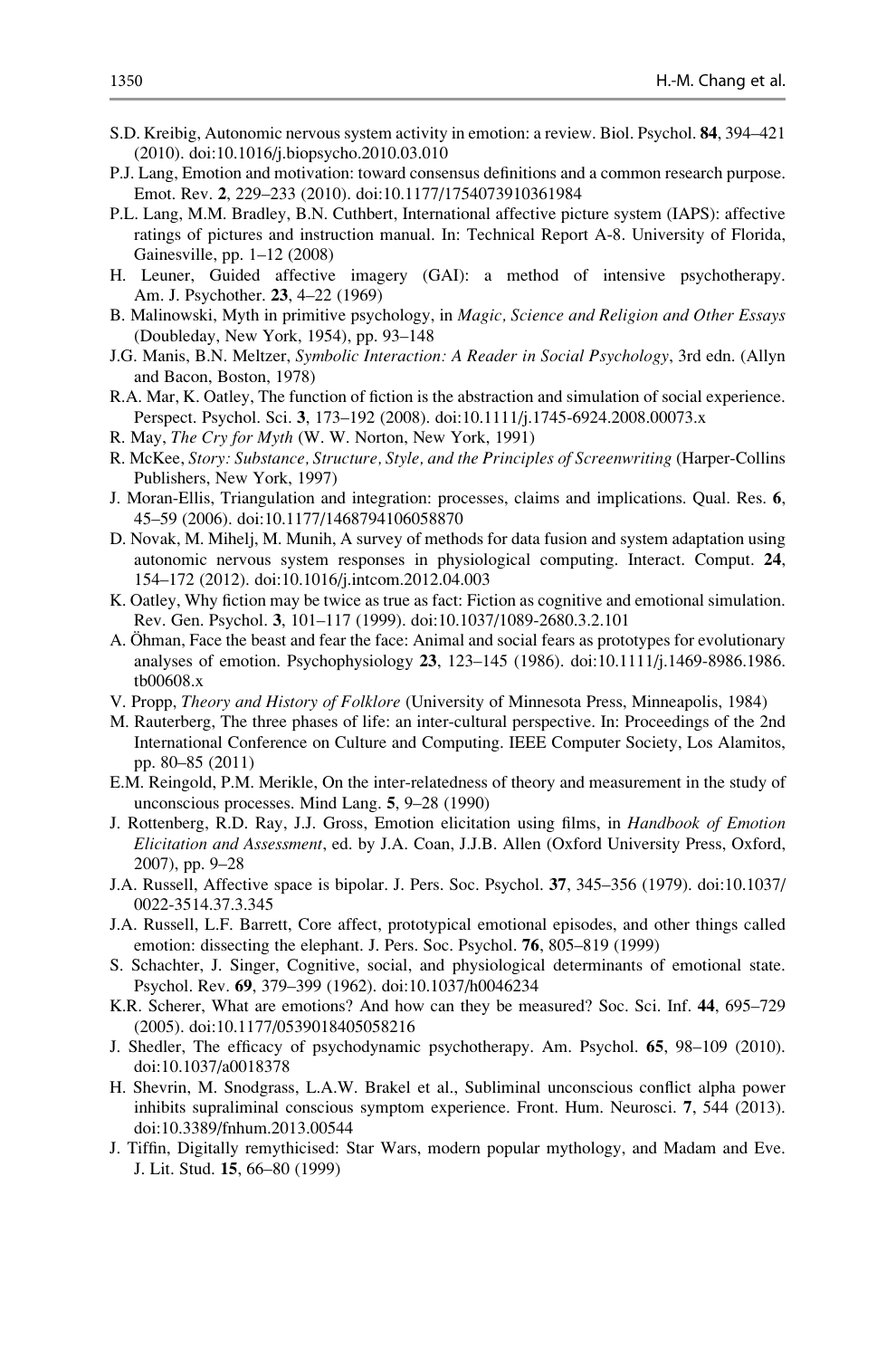S.D. Kreibig, Autonomic nervous system activity in emotion: a review. Biol. Psychol. **84**, 394–421 (2010). doi:10.1016/j.biopsycho.2010.03.010

P.J. Lang, Emotion and motivation: toward consensus definitions and a common research purpose. Emot. Rev. **2**, 229–233 (2010). doi:10.1177/1754073910361984

P.L. Lang, M.M. Bradley, B.N. Cuthbert, International affective picture system (IAPS): affective ratings of pictures and instruction manual. In: Technical Report A-8. University of Florida, Gainesville, pp. 1–12 (2008)

H. Leuner, Guided affective imagery (GAI): a method of intensive psychotherapy. Am. J. Psychother. **23**, 4–22 (1969)

B. Malinowski, Myth in primitive psychology, in *Magic, Science and Religion and Other Essays* (Doubleday, New York, 1954), pp. 93–148

J.G. Manis, B.N. Meltzer, *Symbolic Interaction: A Reader in Social Psychology*, 3rd edn. (Allyn and Bacon, Boston, 1978)

R.A. Mar, K. Oatley, The function of fiction is the abstraction and simulation of social experience. Perspect. Psychol. Sci. **3**, 173–192 (2008). doi:10.1111/j.1745-6924.2008.00073.x

R. May, *The Cry for Myth* (W. W. Norton, New York, 1991)

R. McKee, *Story: Substance, Structure, Style, and the Principles of Screenwriting* (Harper-Collins Publishers, New York, 1997)

J. Moran-Ellis, Triangulation and integration: processes, claims and implications. Qual. Res. **6**, 45–59 (2006). doi:10.1177/1468794106058870

D. Novak, M. Mihelj, M. Munih, A survey of methods for data fusion and system adaptation using autonomic nervous system responses in physiological computing. Interact. Comput. **24**, 154–172 (2012). doi:10.1016/j.intcom.2012.04.003

K. Oatley, Why fiction may be twice as true as fact: Fiction as cognitive and emotional simulation. Rev. Gen. Psychol. **3**, 101–117 (1999). doi:10.1037/1089-2680.3.2.101

A. Öhman, Face the beast and fear the face: Animal and social fears as prototypes for evolutionary analyses of emotion. Psychophysiology **23**, 123–145 (1986). doi:10.1111/j.1469-8986.1986.tb00608.x

V. Propp, *Theory and History of Folklore* (University of Minnesota Press, Minneapolis, 1984)

M. Rauterberg, The three phases of life: an inter-cultural perspective. In: Proceedings of the 2nd International Conference on Culture and Computing. IEEE Computer Society, Los Alamitos, pp. 80–85 (2011)

E.M. Reingold, P.M. Merikle, On the inter-relatedness of theory and measurement in the study of unconscious processes. Mind Lang. **5**, 9–28 (1990)

J. Rottenberg, R.D. Ray, J.J. Gross, Emotion elicitation using films, in *Handbook of Emotion Elicitation and Assessment*, ed. by J.A. Coan, J.J.B. Allen (Oxford University Press, Oxford, 2007), pp. 9–28

J.A. Russell, Affective space is bipolar. J. Pers. Soc. Psychol. **37**, 345–356 (1979). doi:10.1037/0022-3514.37.3.345

J.A. Russell, L.F. Barrett, Core affect, prototypical emotional episodes, and other things called emotion: dissecting the elephant. J. Pers. Soc. Psychol. **76**, 805–819 (1999)

S. Schachter, J. Singer, Cognitive, social, and physiological determinants of emotional state. Psychol. Rev. **69**, 379–399 (1962). doi:10.1037/h0046234

K.R. Scherer, What are emotions? And how can they be measured? Soc. Sci. Inf. **44**, 695–729 (2005). doi:10.1177/0539018405058216

J. Shedler, The efficacy of psychodynamic psychotherapy. Am. Psychol. **65**, 98–109 (2010). doi:10.1037/a0018378

H. Shevrin, M. Snodgrass, L.A.W. Brakel et al., Subliminal unconscious conflict alpha power inhibits supraliminal conscious symptom experience. Front. Hum. Neurosci. **7**, 544 (2013). doi:10.3389/fnhum.2013.00544

J. Tiffin, Digitally remythicised: Star Wars, modern popular mythology, and Madam and Eve. J. Lit. Stud. **15**, 66–80 (1999)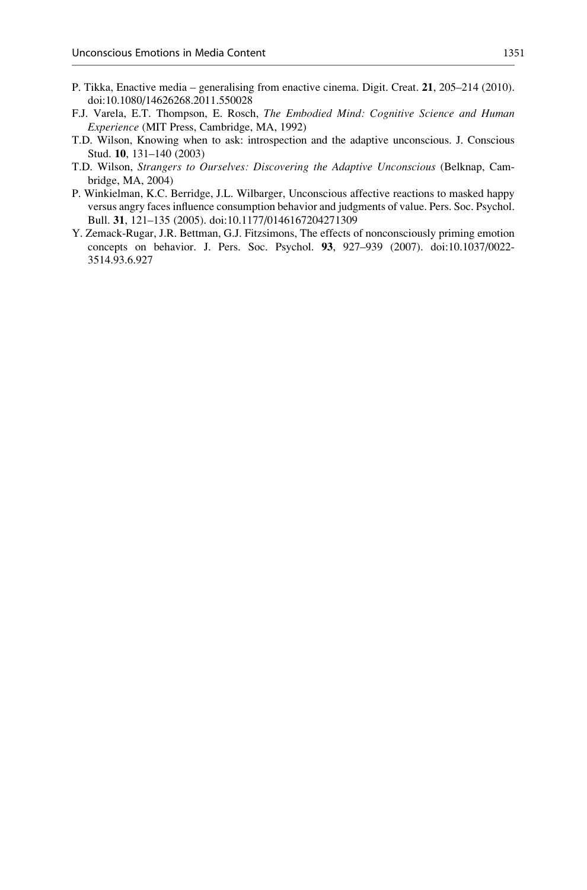P. Tikka, Enactive media – generalising from enactive cinema. Digit. Creat. **21**, 205–214 (2010). doi:10.1080/14626268.2011.550028

F.J. Varela, E.T. Thompson, E. Rosch, *The Embodied Mind: Cognitive Science and Human Experience* (MIT Press, Cambridge, MA, 1992)

T.D. Wilson, Knowing when to ask: introspection and the adaptive unconscious. J. Conscious Stud. **10**, 131–140 (2003)

T.D. Wilson, *Strangers to Ourselves: Discovering the Adaptive Unconscious* (Belknap, Cambridge, MA, 2004)

P. Winkielman, K.C. Berridge, J.L. Wilbarger, Unconscious affective reactions to masked happy versus angry faces influence consumption behavior and judgments of value. Pers. Soc. Psychol. Bull. **31**, 121–135 (2005). doi:10.1177/0146167204271309

Y. Zemack-Rugar, J.R. Bettman, G.J. Fitzsimons, The effects of nonconsciously priming emotion concepts on behavior. J. Pers. Soc. Psychol. **93**, 927–939 (2007). doi:10.1037/0022-3514.93.6.927